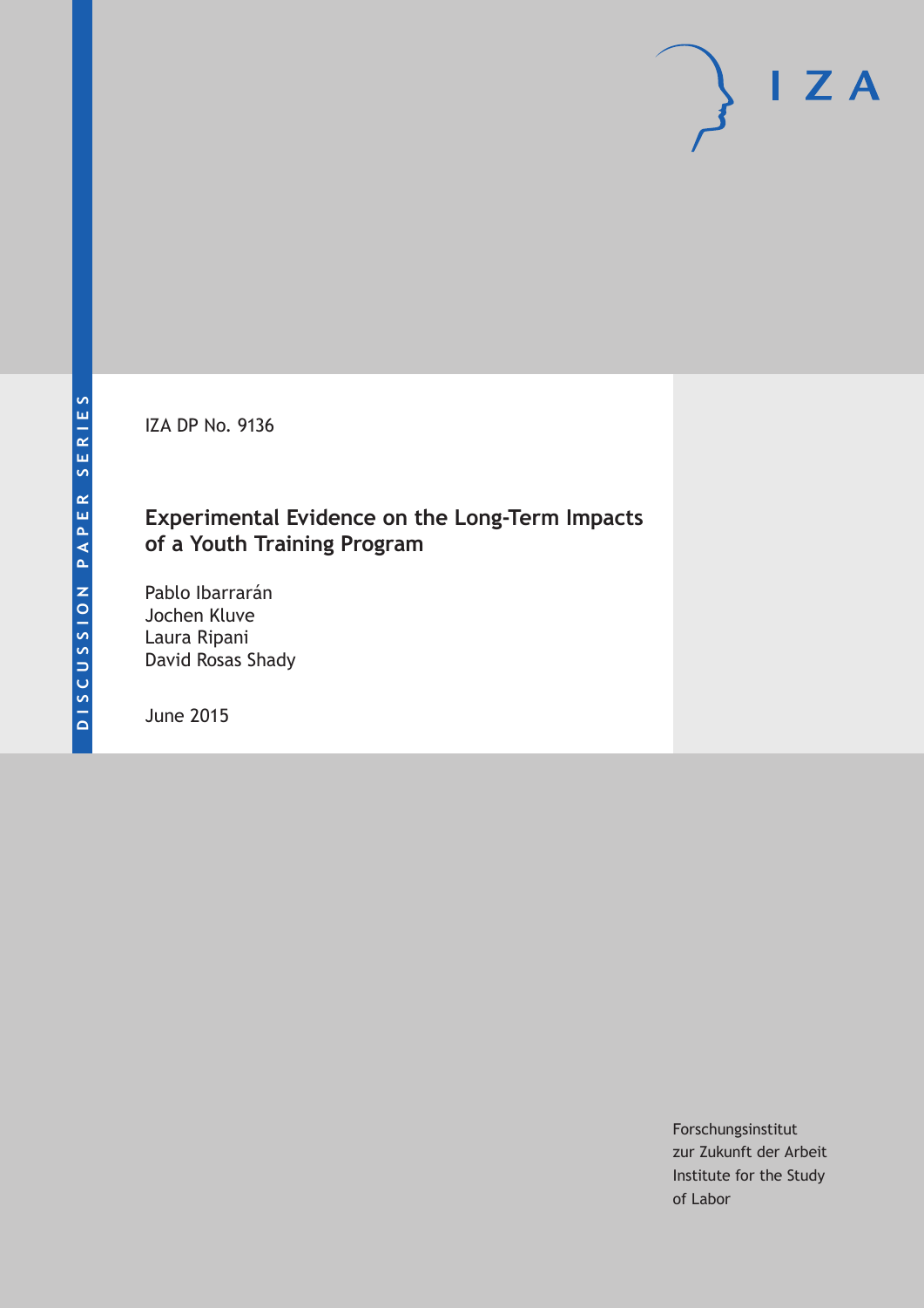DISCUSSION PAPER SERIES

IZA DP No. 9136

# Experimental Evidence on the Long-Term Impacts of a Youth Training Program

Pablo Ibarrarán
Jochen Kluve
Laura Ripani
David Rosas Shady

June 2015

Forschungsinstitut
zur Zukunft der Arbeit
Institute for the Study
of Labor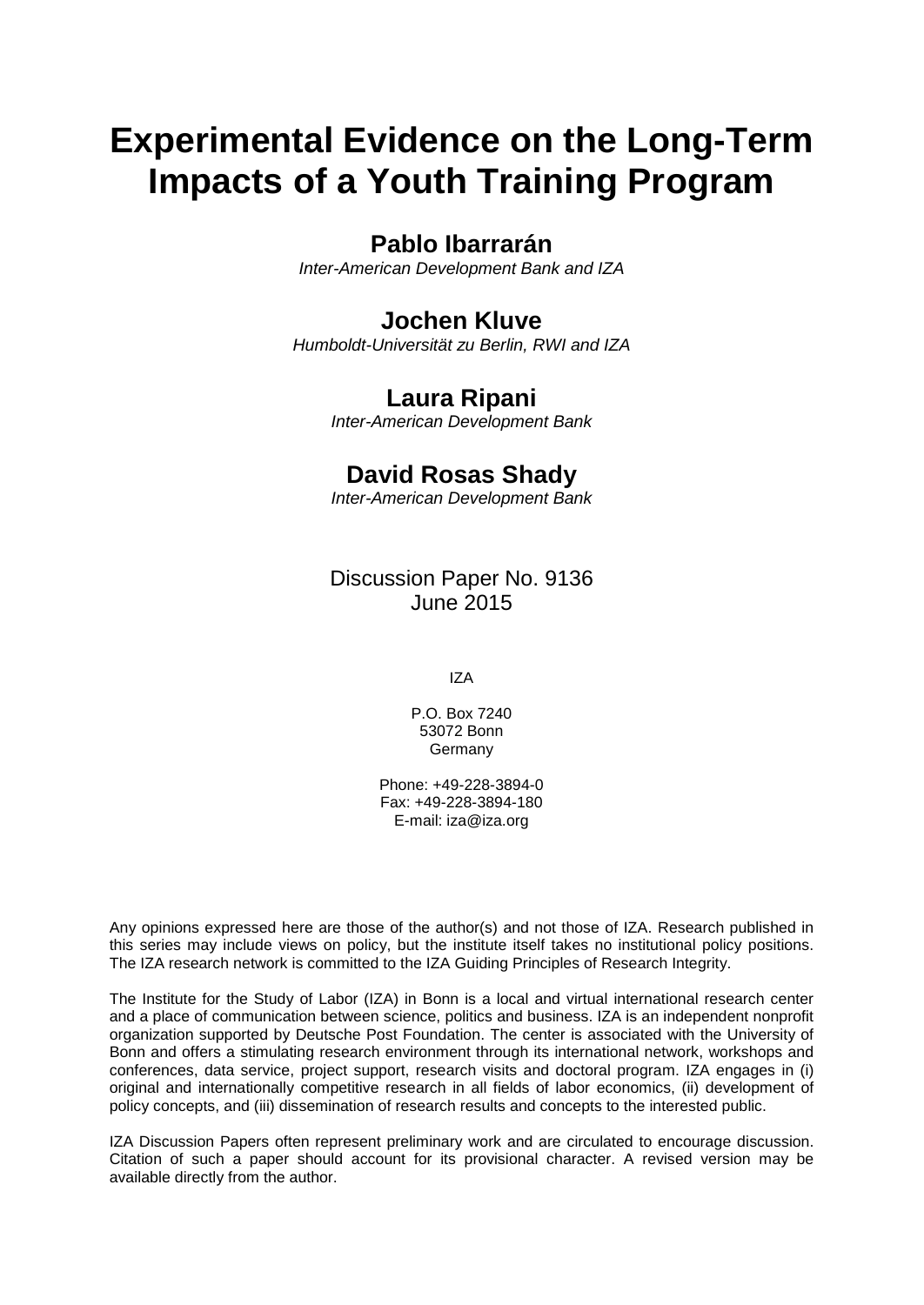# Experimental Evidence on the Long-Term Impacts of a Youth Training Program

## Pablo Ibarrarán

*Inter-American Development Bank and IZA*

## Jochen Kluve

*Humboldt-Universität zu Berlin, RWI and IZA*

## Laura Ripani

*Inter-American Development Bank*

## David Rosas Shady

*Inter-American Development Bank*

Discussion Paper No. 9136
June 2015

IZA

P.O. Box 7240
53072 Bonn
Germany

Phone: +49-228-3894-0
Fax: +49-228-3894-180
E-mail: iza@iza.org

Any opinions expressed here are those of the author(s) and not those of IZA. Research published in this series may include views on policy, but the institute itself takes no institutional policy positions. The IZA research network is committed to the IZA Guiding Principles of Research Integrity.

The Institute for the Study of Labor (IZA) in Bonn is a local and virtual international research center and a place of communication between science, politics and business. IZA is an independent nonprofit organization supported by Deutsche Post Foundation. The center is associated with the University of Bonn and offers a stimulating research environment through its international network, workshops and conferences, data service, project support, research visits and doctoral program. IZA engages in (i) original and internationally competitive research in all fields of labor economics, (ii) development of policy concepts, and (iii) dissemination of research results and concepts to the interested public.

IZA Discussion Papers often represent preliminary work and are circulated to encourage discussion. Citation of such a paper should account for its provisional character. A revised version may be available directly from the author.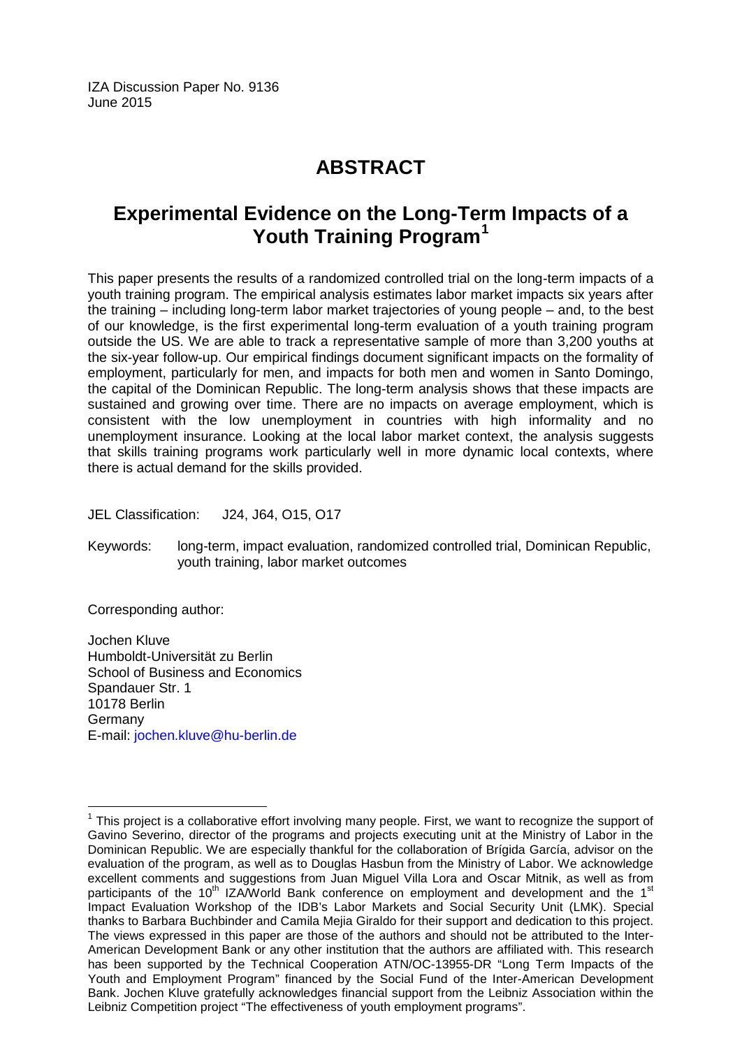IZA Discussion Paper No. 9136
June 2015

# ABSTRACT

## Experimental Evidence on the Long-Term Impacts of a Youth Training Program[1]

This paper presents the results of a randomized controlled trial on the long-term impacts of a youth training program. The empirical analysis estimates labor market impacts six years after the training – including long-term labor market trajectories of young people – and, to the best of our knowledge, is the first experimental long-term evaluation of a youth training program outside the US. We are able to track a representative sample of more than 3,200 youths at the six-year follow-up. Our empirical findings document significant impacts on the formality of employment, particularly for men, and impacts for both men and women in Santo Domingo, the capital of the Dominican Republic. The long-term analysis shows that these impacts are sustained and growing over time. There are no impacts on average employment, which is consistent with the low unemployment in countries with high informality and no unemployment insurance. Looking at the local labor market context, the analysis suggests that skills training programs work particularly well in more dynamic local contexts, where there is actual demand for the skills provided.

JEL Classification: J24, J64, O15, O17

Keywords: long-term, impact evaluation, randomized controlled trial, Dominican Republic, youth training, labor market outcomes

Corresponding author:

Jochen Kluve
Humboldt-Universität zu Berlin
School of Business and Economics
Spandauer Str. 1
10178 Berlin
Germany
E-mail: jochen.kluve@hu-berlin.de

---

[1] This project is a collaborative effort involving many people. First, we want to recognize the support of Gavino Severino, director of the programs and projects executing unit at the Ministry of Labor in the Dominican Republic. We are especially thankful for the collaboration of Brígida García, advisor on the evaluation of the program, as well as to Douglas Hasbun from the Ministry of Labor. We acknowledge excellent comments and suggestions from Juan Miguel Villa Lora and Oscar Mitnik, as well as from participants of the 10th IZA/World Bank conference on employment and development and the 1st Impact Evaluation Workshop of the IDB's Labor Markets and Social Security Unit (LMK). Special thanks to Barbara Buchbinder and Camila Mejia Giraldo for their support and dedication to this project. The views expressed in this paper are those of the authors and should not be attributed to the Inter-American Development Bank or any other institution that the authors are affiliated with. This research has been supported by the Technical Cooperation ATN/OC-13955-DR "Long Term Impacts of the Youth and Employment Program" financed by the Social Fund of the Inter-American Development Bank. Jochen Kluve gratefully acknowledges financial support from the Leibniz Association within the Leibniz Competition project "The effectiveness of youth employment programs".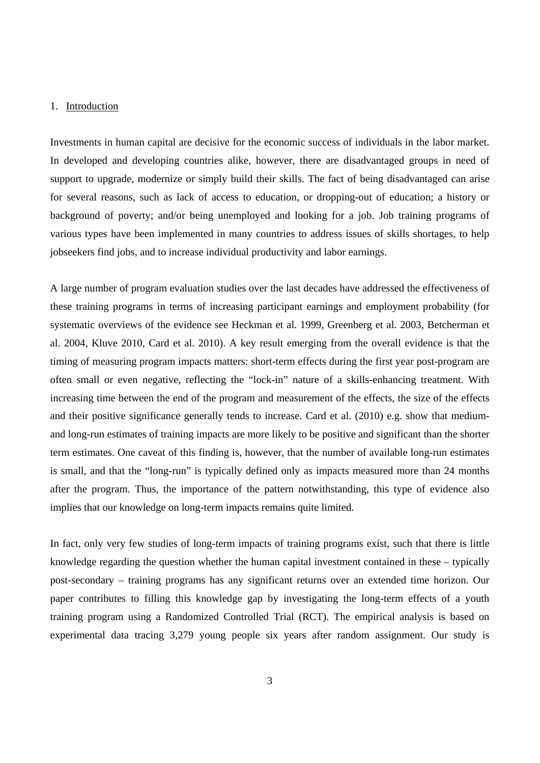## 1. Introduction

Investments in human capital are decisive for the economic success of individuals in the labor market. In developed and developing countries alike, however, there are disadvantaged groups in need of support to upgrade, modernize or simply build their skills. The fact of being disadvantaged can arise for several reasons, such as lack of access to education, or dropping-out of education; a history or background of poverty; and/or being unemployed and looking for a job. Job training programs of various types have been implemented in many countries to address issues of skills shortages, to help jobseekers find jobs, and to increase individual productivity and labor earnings.

A large number of program evaluation studies over the last decades have addressed the effectiveness of these training programs in terms of increasing participant earnings and employment probability (for systematic overviews of the evidence see Heckman et al. 1999, Greenberg et al. 2003, Betcherman et al. 2004, Kluve 2010, Card et al. 2010). A key result emerging from the overall evidence is that the timing of measuring program impacts matters: short-term effects during the first year post-program are often small or even negative, reflecting the "lock-in" nature of a skills-enhancing treatment. With increasing time between the end of the program and measurement of the effects, the size of the effects and their positive significance generally tends to increase. Card et al. (2010) e.g. show that medium- and long-run estimates of training impacts are more likely to be positive and significant than the shorter term estimates. One caveat of this finding is, however, that the number of available long-run estimates is small, and that the "long-run" is typically defined only as impacts measured more than 24 months after the program. Thus, the importance of the pattern notwithstanding, this type of evidence also implies that our knowledge on long-term impacts remains quite limited.

In fact, only very few studies of long-term impacts of training programs exist, such that there is little knowledge regarding the question whether the human capital investment contained in these – typically post-secondary – training programs has any significant returns over an extended time horizon. Our paper contributes to filling this knowledge gap by investigating the long-term effects of a youth training program using a Randomized Controlled Trial (RCT). The empirical analysis is based on experimental data tracing 3,279 young people six years after random assignment. Our study is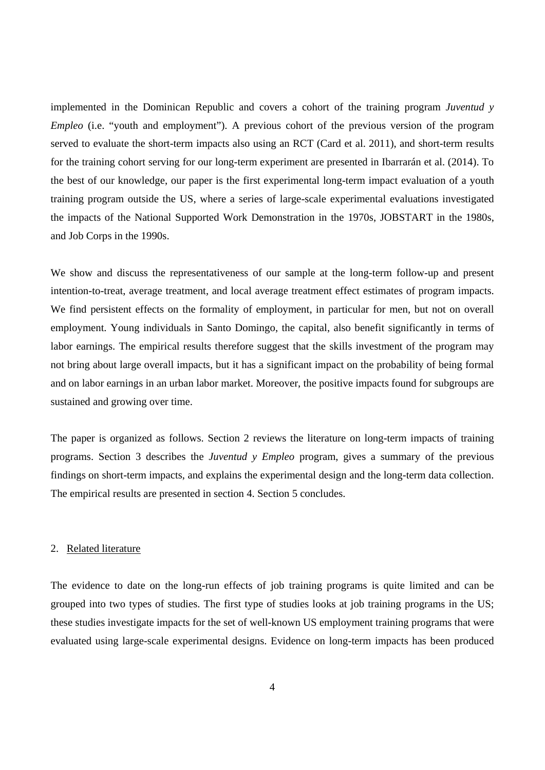implemented in the Dominican Republic and covers a cohort of the training program *Juventud y Empleo* (i.e. "youth and employment"). A previous cohort of the previous version of the program served to evaluate the short-term impacts also using an RCT (Card et al. 2011), and short-term results for the training cohort serving for our long-term experiment are presented in Ibarrarán et al. (2014). To the best of our knowledge, our paper is the first experimental long-term impact evaluation of a youth training program outside the US, where a series of large-scale experimental evaluations investigated the impacts of the National Supported Work Demonstration in the 1970s, JOBSTART in the 1980s, and Job Corps in the 1990s.

We show and discuss the representativeness of our sample at the long-term follow-up and present intention-to-treat, average treatment, and local average treatment effect estimates of program impacts. We find persistent effects on the formality of employment, in particular for men, but not on overall employment. Young individuals in Santo Domingo, the capital, also benefit significantly in terms of labor earnings. The empirical results therefore suggest that the skills investment of the program may not bring about large overall impacts, but it has a significant impact on the probability of being formal and on labor earnings in an urban labor market. Moreover, the positive impacts found for subgroups are sustained and growing over time.

The paper is organized as follows. Section 2 reviews the literature on long-term impacts of training programs. Section 3 describes the *Juventud y Empleo* program, gives a summary of the previous findings on short-term impacts, and explains the experimental design and the long-term data collection. The empirical results are presented in section 4. Section 5 concludes.

## 2. Related literature

The evidence to date on the long-run effects of job training programs is quite limited and can be grouped into two types of studies. The first type of studies looks at job training programs in the US; these studies investigate impacts for the set of well-known US employment training programs that were evaluated using large-scale experimental designs. Evidence on long-term impacts has been produced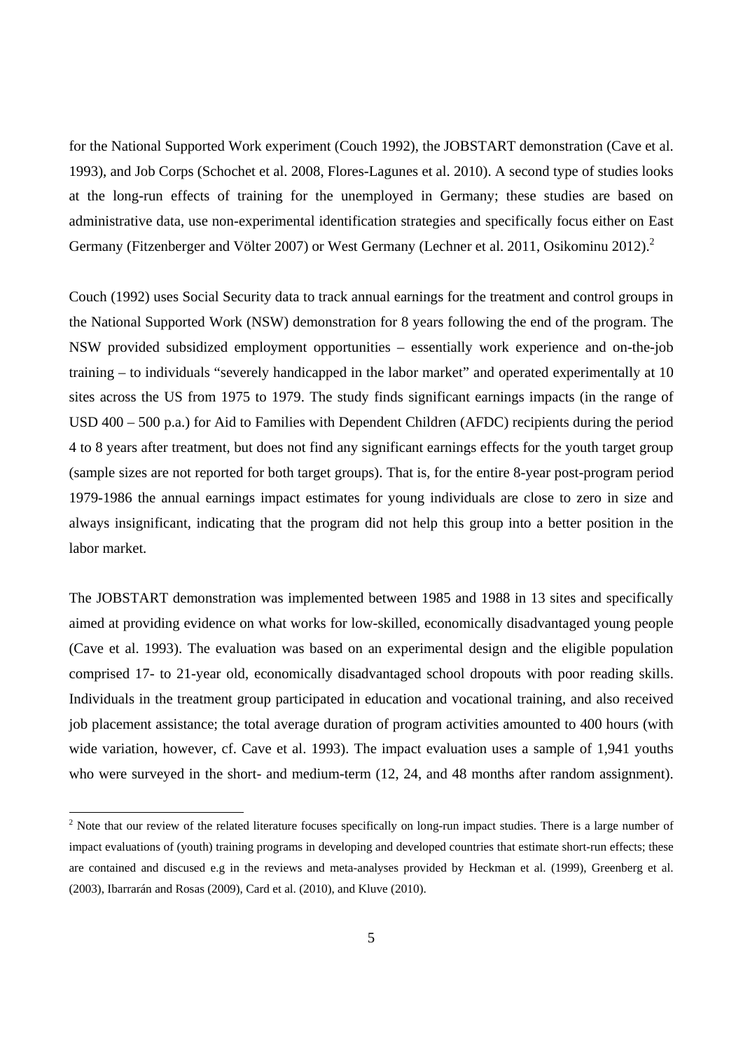for the National Supported Work experiment (Couch 1992), the JOBSTART demonstration (Cave et al. 1993), and Job Corps (Schochet et al. 2008, Flores-Lagunes et al. 2010). A second type of studies looks at the long-run effects of training for the unemployed in Germany; these studies are based on administrative data, use non-experimental identification strategies and specifically focus either on East Germany (Fitzenberger and Völter 2007) or West Germany (Lechner et al. 2011, Osikominu 2012).[2]

Couch (1992) uses Social Security data to track annual earnings for the treatment and control groups in the National Supported Work (NSW) demonstration for 8 years following the end of the program. The NSW provided subsidized employment opportunities – essentially work experience and on-the-job training – to individuals "severely handicapped in the labor market" and operated experimentally at 10 sites across the US from 1975 to 1979. The study finds significant earnings impacts (in the range of USD 400 – 500 p.a.) for Aid to Families with Dependent Children (AFDC) recipients during the period 4 to 8 years after treatment, but does not find any significant earnings effects for the youth target group (sample sizes are not reported for both target groups). That is, for the entire 8-year post-program period 1979-1986 the annual earnings impact estimates for young individuals are close to zero in size and always insignificant, indicating that the program did not help this group into a better position in the labor market.

The JOBSTART demonstration was implemented between 1985 and 1988 in 13 sites and specifically aimed at providing evidence on what works for low-skilled, economically disadvantaged young people (Cave et al. 1993). The evaluation was based on an experimental design and the eligible population comprised 17- to 21-year old, economically disadvantaged school dropouts with poor reading skills. Individuals in the treatment group participated in education and vocational training, and also received job placement assistance; the total average duration of program activities amounted to 400 hours (with wide variation, however, cf. Cave et al. 1993). The impact evaluation uses a sample of 1,941 youths who were surveyed in the short- and medium-term (12, 24, and 48 months after random assignment).

[2] Note that our review of the related literature focuses specifically on long-run impact studies. There is a large number of impact evaluations of (youth) training programs in developing and developed countries that estimate short-run effects; these are contained and discused e.g in the reviews and meta-analyses provided by Heckman et al. (1999), Greenberg et al. (2003), Ibarrarán and Rosas (2009), Card et al. (2010), and Kluve (2010).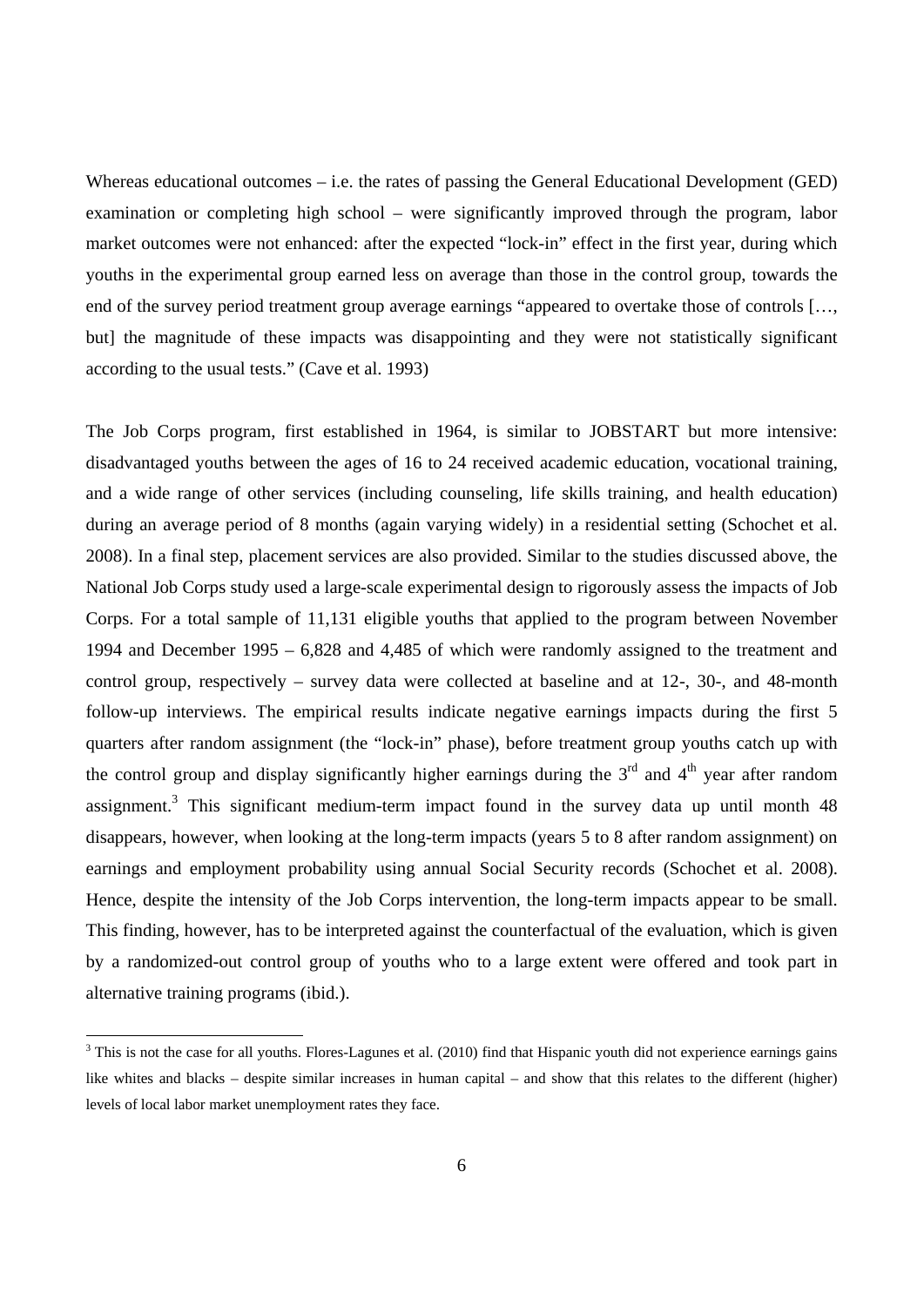Whereas educational outcomes – i.e. the rates of passing the General Educational Development (GED) examination or completing high school – were significantly improved through the program, labor market outcomes were not enhanced: after the expected "lock-in" effect in the first year, during which youths in the experimental group earned less on average than those in the control group, towards the end of the survey period treatment group average earnings "appeared to overtake those of controls […, but] the magnitude of these impacts was disappointing and they were not statistically significant according to the usual tests." (Cave et al. 1993)

The Job Corps program, first established in 1964, is similar to JOBSTART but more intensive: disadvantaged youths between the ages of 16 to 24 received academic education, vocational training, and a wide range of other services (including counseling, life skills training, and health education) during an average period of 8 months (again varying widely) in a residential setting (Schochet et al. 2008). In a final step, placement services are also provided. Similar to the studies discussed above, the National Job Corps study used a large-scale experimental design to rigorously assess the impacts of Job Corps. For a total sample of 11,131 eligible youths that applied to the program between November 1994 and December 1995 – 6,828 and 4,485 of which were randomly assigned to the treatment and control group, respectively – survey data were collected at baseline and at 12-, 30-, and 48-month follow-up interviews. The empirical results indicate negative earnings impacts during the first 5 quarters after random assignment (the "lock-in" phase), before treatment group youths catch up with the control group and display significantly higher earnings during the 3rd and 4th year after random assignment.[3] This significant medium-term impact found in the survey data up until month 48 disappears, however, when looking at the long-term impacts (years 5 to 8 after random assignment) on earnings and employment probability using annual Social Security records (Schochet et al. 2008). Hence, despite the intensity of the Job Corps intervention, the long-term impacts appear to be small. This finding, however, has to be interpreted against the counterfactual of the evaluation, which is given by a randomized-out control group of youths who to a large extent were offered and took part in alternative training programs (ibid.).

[3] This is not the case for all youths. Flores-Lagunes et al. (2010) find that Hispanic youth did not experience earnings gains like whites and blacks – despite similar increases in human capital – and show that this relates to the different (higher) levels of local labor market unemployment rates they face.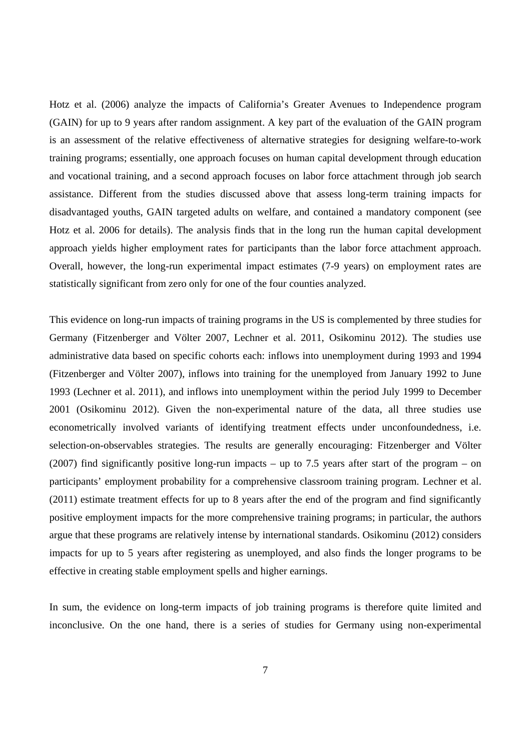Hotz et al. (2006) analyze the impacts of California's Greater Avenues to Independence program (GAIN) for up to 9 years after random assignment. A key part of the evaluation of the GAIN program is an assessment of the relative effectiveness of alternative strategies for designing welfare-to-work training programs; essentially, one approach focuses on human capital development through education and vocational training, and a second approach focuses on labor force attachment through job search assistance. Different from the studies discussed above that assess long-term training impacts for disadvantaged youths, GAIN targeted adults on welfare, and contained a mandatory component (see Hotz et al. 2006 for details). The analysis finds that in the long run the human capital development approach yields higher employment rates for participants than the labor force attachment approach. Overall, however, the long-run experimental impact estimates (7-9 years) on employment rates are statistically significant from zero only for one of the four counties analyzed.

This evidence on long-run impacts of training programs in the US is complemented by three studies for Germany (Fitzenberger and Völter 2007, Lechner et al. 2011, Osikominu 2012). The studies use administrative data based on specific cohorts each: inflows into unemployment during 1993 and 1994 (Fitzenberger and Völter 2007), inflows into training for the unemployed from January 1992 to June 1993 (Lechner et al. 2011), and inflows into unemployment within the period July 1999 to December 2001 (Osikominu 2012). Given the non-experimental nature of the data, all three studies use econometrically involved variants of identifying treatment effects under unconfoundedness, i.e. selection-on-observables strategies. The results are generally encouraging: Fitzenberger and Völter (2007) find significantly positive long-run impacts – up to 7.5 years after start of the program – on participants' employment probability for a comprehensive classroom training program. Lechner et al. (2011) estimate treatment effects for up to 8 years after the end of the program and find significantly positive employment impacts for the more comprehensive training programs; in particular, the authors argue that these programs are relatively intense by international standards. Osikominu (2012) considers impacts for up to 5 years after registering as unemployed, and also finds the longer programs to be effective in creating stable employment spells and higher earnings.

In sum, the evidence on long-term impacts of job training programs is therefore quite limited and inconclusive. On the one hand, there is a series of studies for Germany using non-experimental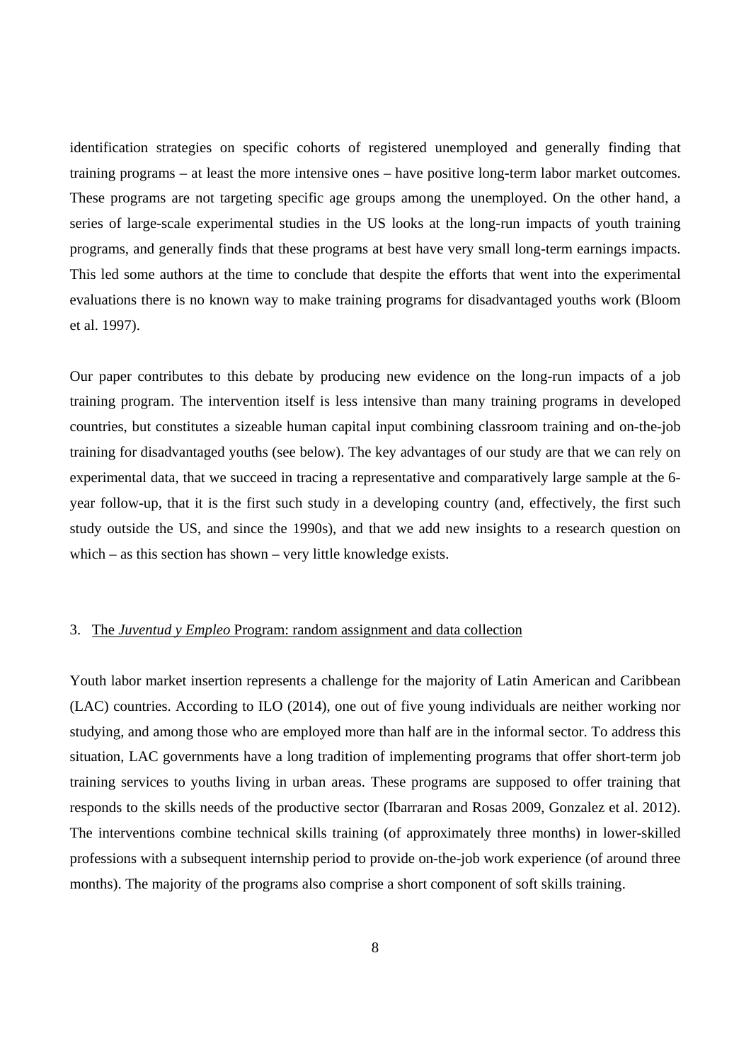identification strategies on specific cohorts of registered unemployed and generally finding that training programs – at least the more intensive ones – have positive long-term labor market outcomes. These programs are not targeting specific age groups among the unemployed. On the other hand, a series of large-scale experimental studies in the US looks at the long-run impacts of youth training programs, and generally finds that these programs at best have very small long-term earnings impacts. This led some authors at the time to conclude that despite the efforts that went into the experimental evaluations there is no known way to make training programs for disadvantaged youths work (Bloom et al. 1997).

Our paper contributes to this debate by producing new evidence on the long-run impacts of a job training program. The intervention itself is less intensive than many training programs in developed countries, but constitutes a sizeable human capital input combining classroom training and on-the-job training for disadvantaged youths (see below). The key advantages of our study are that we can rely on experimental data, that we succeed in tracing a representative and comparatively large sample at the 6-year follow-up, that it is the first such study in a developing country (and, effectively, the first such study outside the US, and since the 1990s), and that we add new insights to a research question on which – as this section has shown – very little knowledge exists.

## 3. The *Juventud y Empleo* Program: random assignment and data collection

Youth labor market insertion represents a challenge for the majority of Latin American and Caribbean (LAC) countries. According to ILO (2014), one out of five young individuals are neither working nor studying, and among those who are employed more than half are in the informal sector. To address this situation, LAC governments have a long tradition of implementing programs that offer short-term job training services to youths living in urban areas. These programs are supposed to offer training that responds to the skills needs of the productive sector (Ibarraran and Rosas 2009, Gonzalez et al. 2012). The interventions combine technical skills training (of approximately three months) in lower-skilled professions with a subsequent internship period to provide on-the-job work experience (of around three months). The majority of the programs also comprise a short component of soft skills training.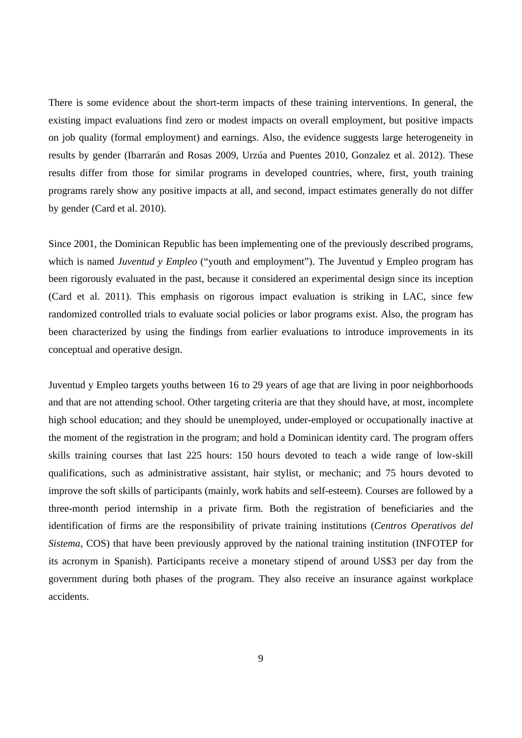There is some evidence about the short-term impacts of these training interventions. In general, the existing impact evaluations find zero or modest impacts on overall employment, but positive impacts on job quality (formal employment) and earnings. Also, the evidence suggests large heterogeneity in results by gender (Ibarrarán and Rosas 2009, Urzúa and Puentes 2010, Gonzalez et al. 2012). These results differ from those for similar programs in developed countries, where, first, youth training programs rarely show any positive impacts at all, and second, impact estimates generally do not differ by gender (Card et al. 2010).

Since 2001, the Dominican Republic has been implementing one of the previously described programs, which is named *Juventud y Empleo* ("youth and employment"). The Juventud y Empleo program has been rigorously evaluated in the past, because it considered an experimental design since its inception (Card et al. 2011). This emphasis on rigorous impact evaluation is striking in LAC, since few randomized controlled trials to evaluate social policies or labor programs exist. Also, the program has been characterized by using the findings from earlier evaluations to introduce improvements in its conceptual and operative design.

Juventud y Empleo targets youths between 16 to 29 years of age that are living in poor neighborhoods and that are not attending school. Other targeting criteria are that they should have, at most, incomplete high school education; and they should be unemployed, under-employed or occupationally inactive at the moment of the registration in the program; and hold a Dominican identity card. The program offers skills training courses that last 225 hours: 150 hours devoted to teach a wide range of low-skill qualifications, such as administrative assistant, hair stylist, or mechanic; and 75 hours devoted to improve the soft skills of participants (mainly, work habits and self-esteem). Courses are followed by a three-month period internship in a private firm. Both the registration of beneficiaries and the identification of firms are the responsibility of private training institutions (*Centros Operativos del Sistema*, COS) that have been previously approved by the national training institution (INFOTEP for its acronym in Spanish). Participants receive a monetary stipend of around US$3 per day from the government during both phases of the program. They also receive an insurance against workplace accidents.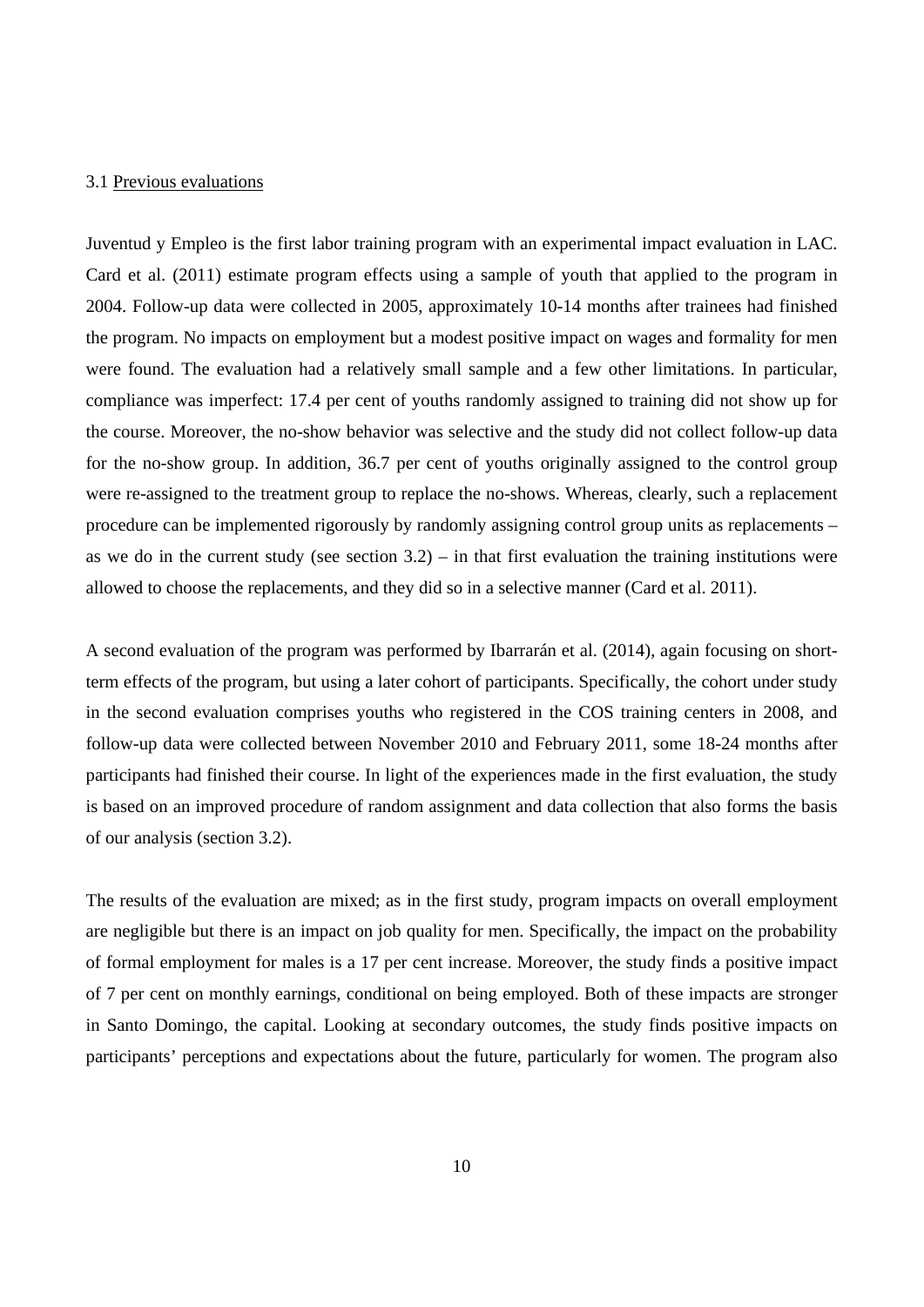### 3.1 Previous evaluations

Juventud y Empleo is the first labor training program with an experimental impact evaluation in LAC. Card et al. (2011) estimate program effects using a sample of youth that applied to the program in 2004. Follow-up data were collected in 2005, approximately 10-14 months after trainees had finished the program. No impacts on employment but a modest positive impact on wages and formality for men were found. The evaluation had a relatively small sample and a few other limitations. In particular, compliance was imperfect: 17.4 per cent of youths randomly assigned to training did not show up for the course. Moreover, the no-show behavior was selective and the study did not collect follow-up data for the no-show group. In addition, 36.7 per cent of youths originally assigned to the control group were re-assigned to the treatment group to replace the no-shows. Whereas, clearly, such a replacement procedure can be implemented rigorously by randomly assigning control group units as replacements – as we do in the current study (see section 3.2) – in that first evaluation the training institutions were allowed to choose the replacements, and they did so in a selective manner (Card et al. 2011).

A second evaluation of the program was performed by Ibarrarán et al. (2014), again focusing on short-term effects of the program, but using a later cohort of participants. Specifically, the cohort under study in the second evaluation comprises youths who registered in the COS training centers in 2008, and follow-up data were collected between November 2010 and February 2011, some 18-24 months after participants had finished their course. In light of the experiences made in the first evaluation, the study is based on an improved procedure of random assignment and data collection that also forms the basis of our analysis (section 3.2).

The results of the evaluation are mixed; as in the first study, program impacts on overall employment are negligible but there is an impact on job quality for men. Specifically, the impact on the probability of formal employment for males is a 17 per cent increase. Moreover, the study finds a positive impact of 7 per cent on monthly earnings, conditional on being employed. Both of these impacts are stronger in Santo Domingo, the capital. Looking at secondary outcomes, the study finds positive impacts on participants' perceptions and expectations about the future, particularly for women. The program also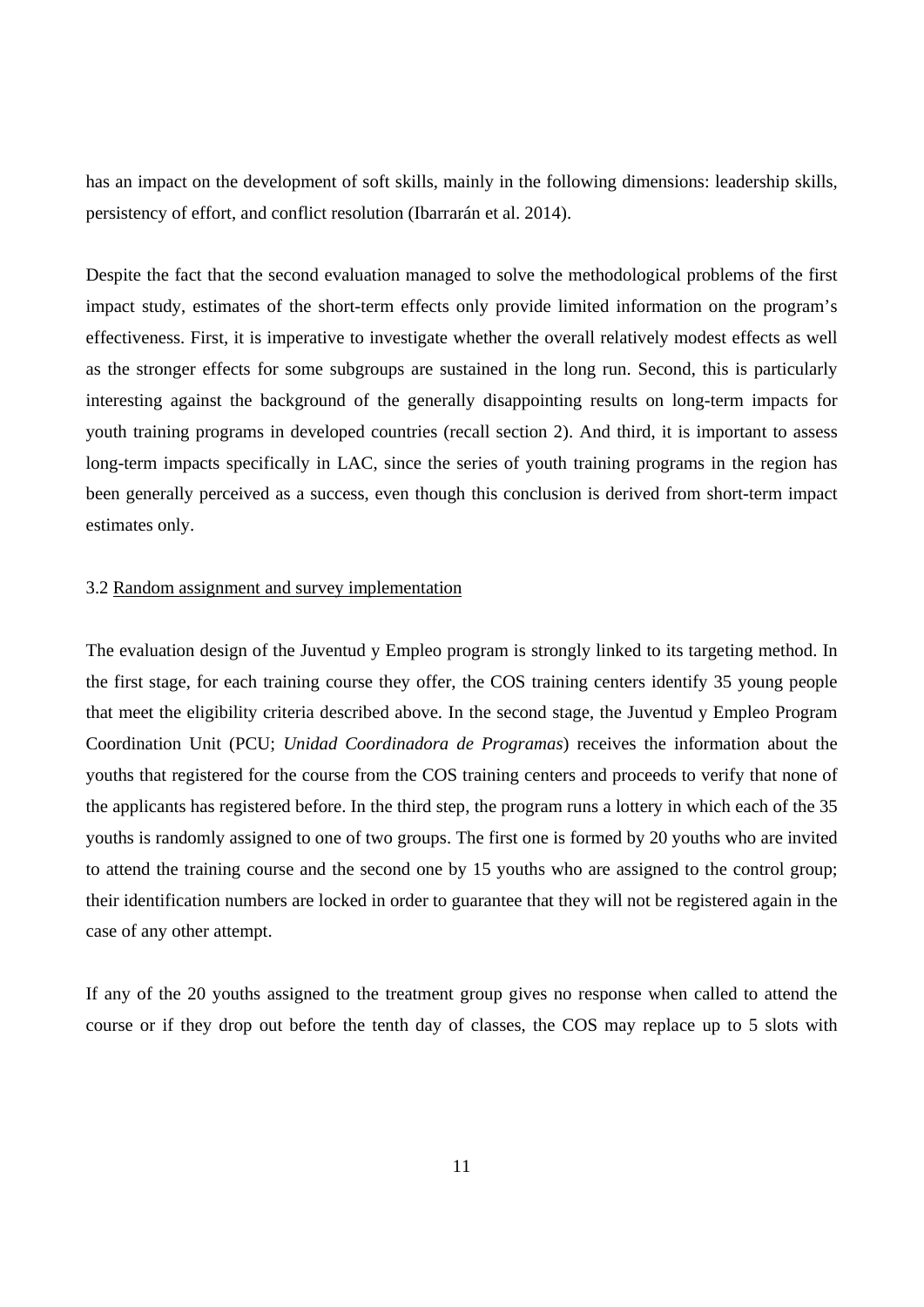has an impact on the development of soft skills, mainly in the following dimensions: leadership skills, persistency of effort, and conflict resolution (Ibarrarán et al. 2014).

Despite the fact that the second evaluation managed to solve the methodological problems of the first impact study, estimates of the short-term effects only provide limited information on the program's effectiveness. First, it is imperative to investigate whether the overall relatively modest effects as well as the stronger effects for some subgroups are sustained in the long run. Second, this is particularly interesting against the background of the generally disappointing results on long-term impacts for youth training programs in developed countries (recall section 2). And third, it is important to assess long-term impacts specifically in LAC, since the series of youth training programs in the region has been generally perceived as a success, even though this conclusion is derived from short-term impact estimates only.

### 3.2 Random assignment and survey implementation

The evaluation design of the Juventud y Empleo program is strongly linked to its targeting method. In the first stage, for each training course they offer, the COS training centers identify 35 young people that meet the eligibility criteria described above. In the second stage, the Juventud y Empleo Program Coordination Unit (PCU; *Unidad Coordinadora de Programas*) receives the information about the youths that registered for the course from the COS training centers and proceeds to verify that none of the applicants has registered before. In the third step, the program runs a lottery in which each of the 35 youths is randomly assigned to one of two groups. The first one is formed by 20 youths who are invited to attend the training course and the second one by 15 youths who are assigned to the control group; their identification numbers are locked in order to guarantee that they will not be registered again in the case of any other attempt.

If any of the 20 youths assigned to the treatment group gives no response when called to attend the course or if they drop out before the tenth day of classes, the COS may replace up to 5 slots with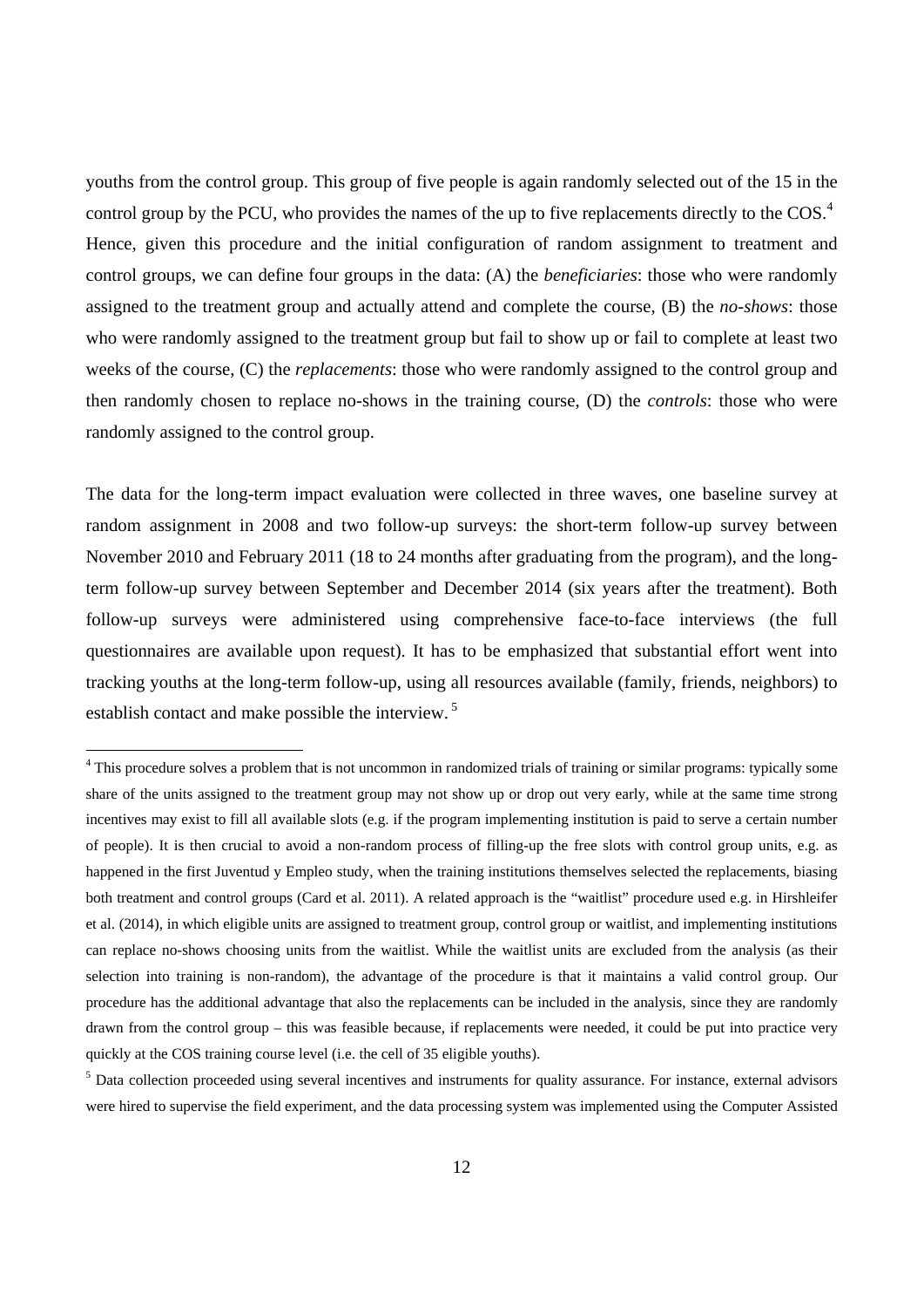youths from the control group. This group of five people is again randomly selected out of the 15 in the control group by the PCU, who provides the names of the up to five replacements directly to the COS.[4] Hence, given this procedure and the initial configuration of random assignment to treatment and control groups, we can define four groups in the data: (A) the *beneficiaries*: those who were randomly assigned to the treatment group and actually attend and complete the course, (B) the *no-shows*: those who were randomly assigned to the treatment group but fail to show up or fail to complete at least two weeks of the course, (C) the *replacements*: those who were randomly assigned to the control group and then randomly chosen to replace no-shows in the training course, (D) the *controls*: those who were randomly assigned to the control group.

The data for the long-term impact evaluation were collected in three waves, one baseline survey at random assignment in 2008 and two follow-up surveys: the short-term follow-up survey between November 2010 and February 2011 (18 to 24 months after graduating from the program), and the long-term follow-up survey between September and December 2014 (six years after the treatment). Both follow-up surveys were administered using comprehensive face-to-face interviews (the full questionnaires are available upon request). It has to be emphasized that substantial effort went into tracking youths at the long-term follow-up, using all resources available (family, friends, neighbors) to establish contact and make possible the interview.[5]

---

[4] This procedure solves a problem that is not uncommon in randomized trials of training or similar programs: typically some share of the units assigned to the treatment group may not show up or drop out very early, while at the same time strong incentives may exist to fill all available slots (e.g. if the program implementing institution is paid to serve a certain number of people). It is then crucial to avoid a non-random process of filling-up the free slots with control group units, e.g. as happened in the first Juventud y Empleo study, when the training institutions themselves selected the replacements, biasing both treatment and control groups (Card et al. 2011). A related approach is the "waitlist" procedure used e.g. in Hirshleifer et al. (2014), in which eligible units are assigned to treatment group, control group or waitlist, and implementing institutions can replace no-shows choosing units from the waitlist. While the waitlist units are excluded from the analysis (as their selection into training is non-random), the advantage of the procedure is that it maintains a valid control group. Our procedure has the additional advantage that also the replacements can be included in the analysis, since they are randomly drawn from the control group – this was feasible because, if replacements were needed, it could be put into practice very quickly at the COS training course level (i.e. the cell of 35 eligible youths).

[5] Data collection proceeded using several incentives and instruments for quality assurance. For instance, external advisors were hired to supervise the field experiment, and the data processing system was implemented using the Computer Assisted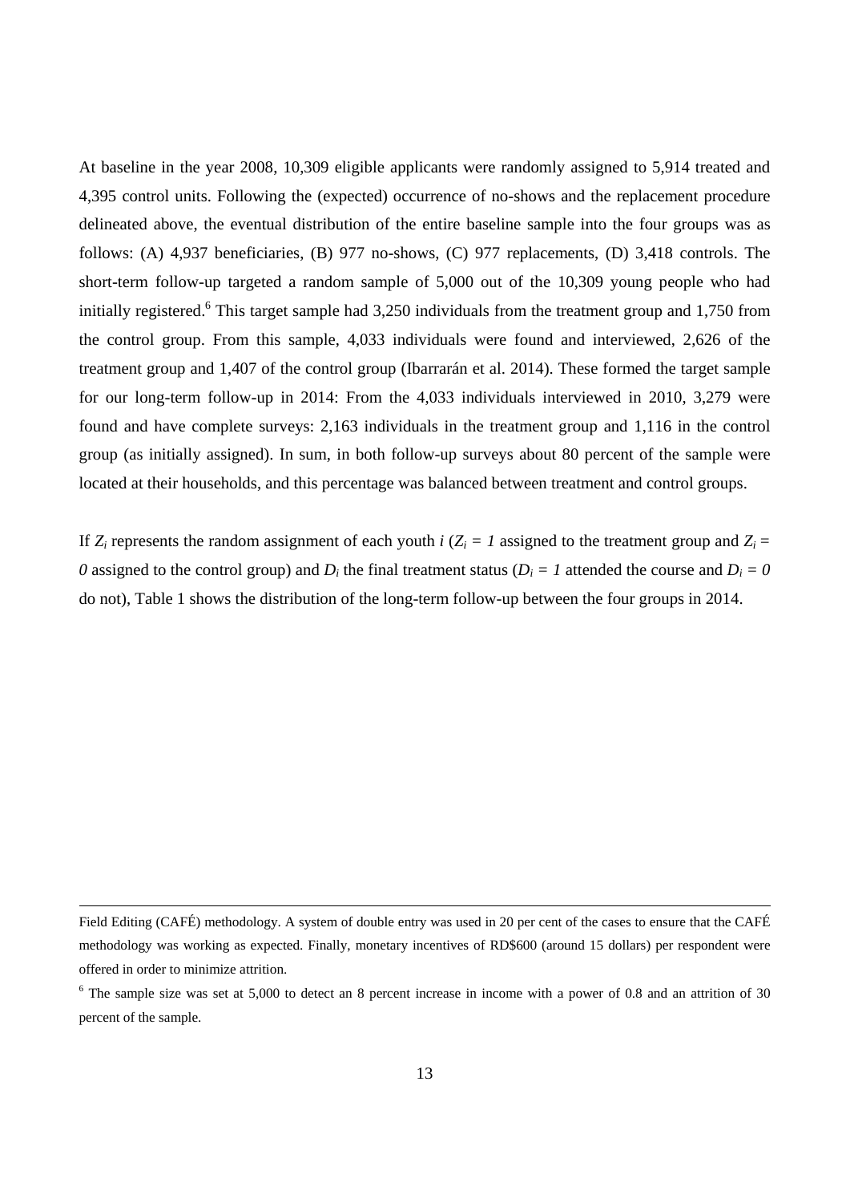At baseline in the year 2008, 10,309 eligible applicants were randomly assigned to 5,914 treated and 4,395 control units. Following the (expected) occurrence of no-shows and the replacement procedure delineated above, the eventual distribution of the entire baseline sample into the four groups was as follows: (A) 4,937 beneficiaries, (B) 977 no-shows, (C) 977 replacements, (D) 3,418 controls. The short-term follow-up targeted a random sample of 5,000 out of the 10,309 young people who had initially registered.[6] This target sample had 3,250 individuals from the treatment group and 1,750 from the control group. From this sample, 4,033 individuals were found and interviewed, 2,626 of the treatment group and 1,407 of the control group (Ibarrarán et al. 2014). These formed the target sample for our long-term follow-up in 2014: From the 4,033 individuals interviewed in 2010, 3,279 were found and have complete surveys: 2,163 individuals in the treatment group and 1,116 in the control group (as initially assigned). In sum, in both follow-up surveys about 80 percent of the sample were located at their households, and this percentage was balanced between treatment and control groups.

If $Z_i$ represents the random assignment of each youth $i$ ($Z_i = 1$ assigned to the treatment group and $Z_i = 0$ assigned to the control group) and $D_i$ the final treatment status ($D_i = 1$ attended the course and $D_i = 0$ do not), Table 1 shows the distribution of the long-term follow-up between the four groups in 2014.

---

Field Editing (CAFÉ) methodology. A system of double entry was used in 20 per cent of the cases to ensure that the CAFÉ methodology was working as expected. Finally, monetary incentives of RD$600 (around 15 dollars) per respondent were offered in order to minimize attrition.

[6] The sample size was set at 5,000 to detect an 8 percent increase in income with a power of 0.8 and an attrition of 30 percent of the sample.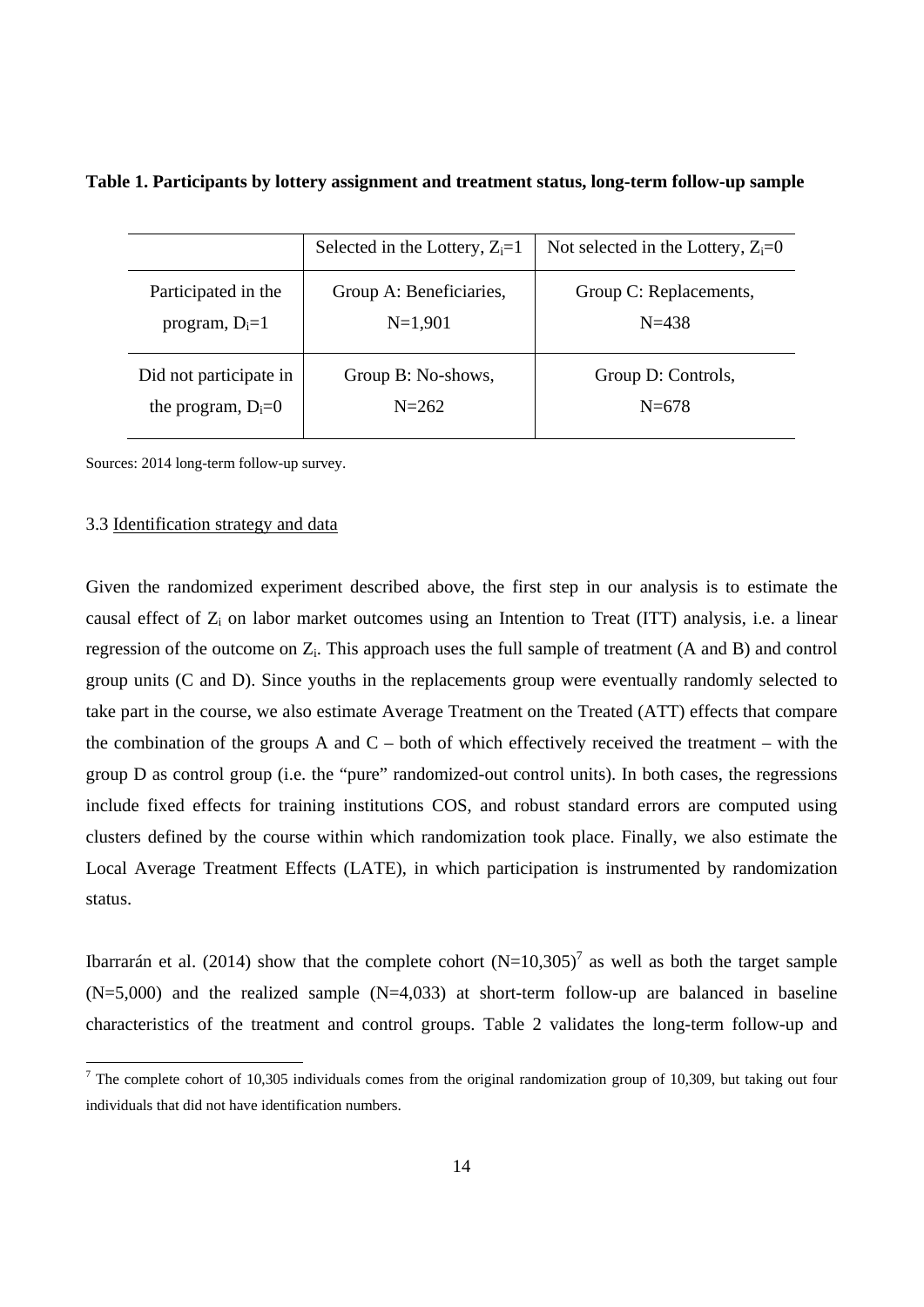**Table 1. Participants by lottery assignment and treatment status, long-term follow-up sample**

| | Selected in the Lottery, $Z_i$=1 | Not selected in the Lottery, $Z_i$=0 |
|---|---|---|
| Participated in the program, $D_i$=1 | Group A: Beneficiaries, N=1,901 | Group C: Replacements, N=438 |
| Did not participate in the program, $D_i$=0 | Group B: No-shows, N=262 | Group D: Controls, N=678 |

Sources: 2014 long-term follow-up survey.

3.3 Identification strategy and data

Given the randomized experiment described above, the first step in our analysis is to estimate the causal effect of $Z_i$ on labor market outcomes using an Intention to Treat (ITT) analysis, i.e. a linear regression of the outcome on $Z_i$. This approach uses the full sample of treatment (A and B) and control group units (C and D). Since youths in the replacements group were eventually randomly selected to take part in the course, we also estimate Average Treatment on the Treated (ATT) effects that compare the combination of the groups A and C – both of which effectively received the treatment – with the group D as control group (i.e. the "pure" randomized-out control units). In both cases, the regressions include fixed effects for training institutions COS, and robust standard errors are computed using clusters defined by the course within which randomization took place. Finally, we also estimate the Local Average Treatment Effects (LATE), in which participation is instrumented by randomization status.

Ibarrarán et al. (2014) show that the complete cohort (N=10,305)[7] as well as both the target sample (N=5,000) and the realized sample (N=4,033) at short-term follow-up are balanced in baseline characteristics of the treatment and control groups. Table 2 validates the long-term follow-up and

[7] The complete cohort of 10,305 individuals comes from the original randomization group of 10,309, but taking out four individuals that did not have identification numbers.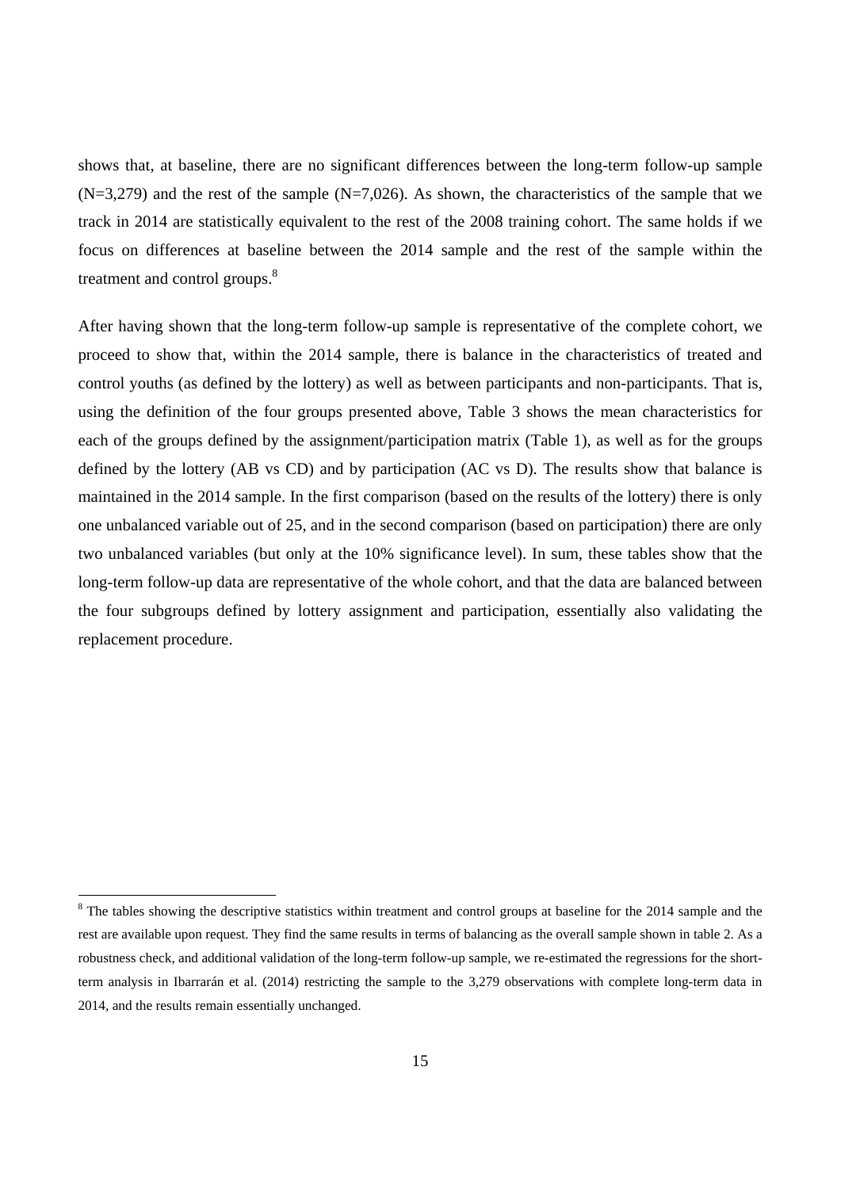shows that, at baseline, there are no significant differences between the long-term follow-up sample (N=3,279) and the rest of the sample (N=7,026). As shown, the characteristics of the sample that we track in 2014 are statistically equivalent to the rest of the 2008 training cohort. The same holds if we focus on differences at baseline between the 2014 sample and the rest of the sample within the treatment and control groups.[8]

After having shown that the long-term follow-up sample is representative of the complete cohort, we proceed to show that, within the 2014 sample, there is balance in the characteristics of treated and control youths (as defined by the lottery) as well as between participants and non-participants. That is, using the definition of the four groups presented above, Table 3 shows the mean characteristics for each of the groups defined by the assignment/participation matrix (Table 1), as well as for the groups defined by the lottery (AB vs CD) and by participation (AC vs D). The results show that balance is maintained in the 2014 sample. In the first comparison (based on the results of the lottery) there is only one unbalanced variable out of 25, and in the second comparison (based on participation) there are only two unbalanced variables (but only at the 10% significance level). In sum, these tables show that the long-term follow-up data are representative of the whole cohort, and that the data are balanced between the four subgroups defined by lottery assignment and participation, essentially also validating the replacement procedure.

[8] The tables showing the descriptive statistics within treatment and control groups at baseline for the 2014 sample and the rest are available upon request. They find the same results in terms of balancing as the overall sample shown in table 2. As a robustness check, and additional validation of the long-term follow-up sample, we re-estimated the regressions for the short-term analysis in Ibarrarán et al. (2014) restricting the sample to the 3,279 observations with complete long-term data in 2014, and the results remain essentially unchanged.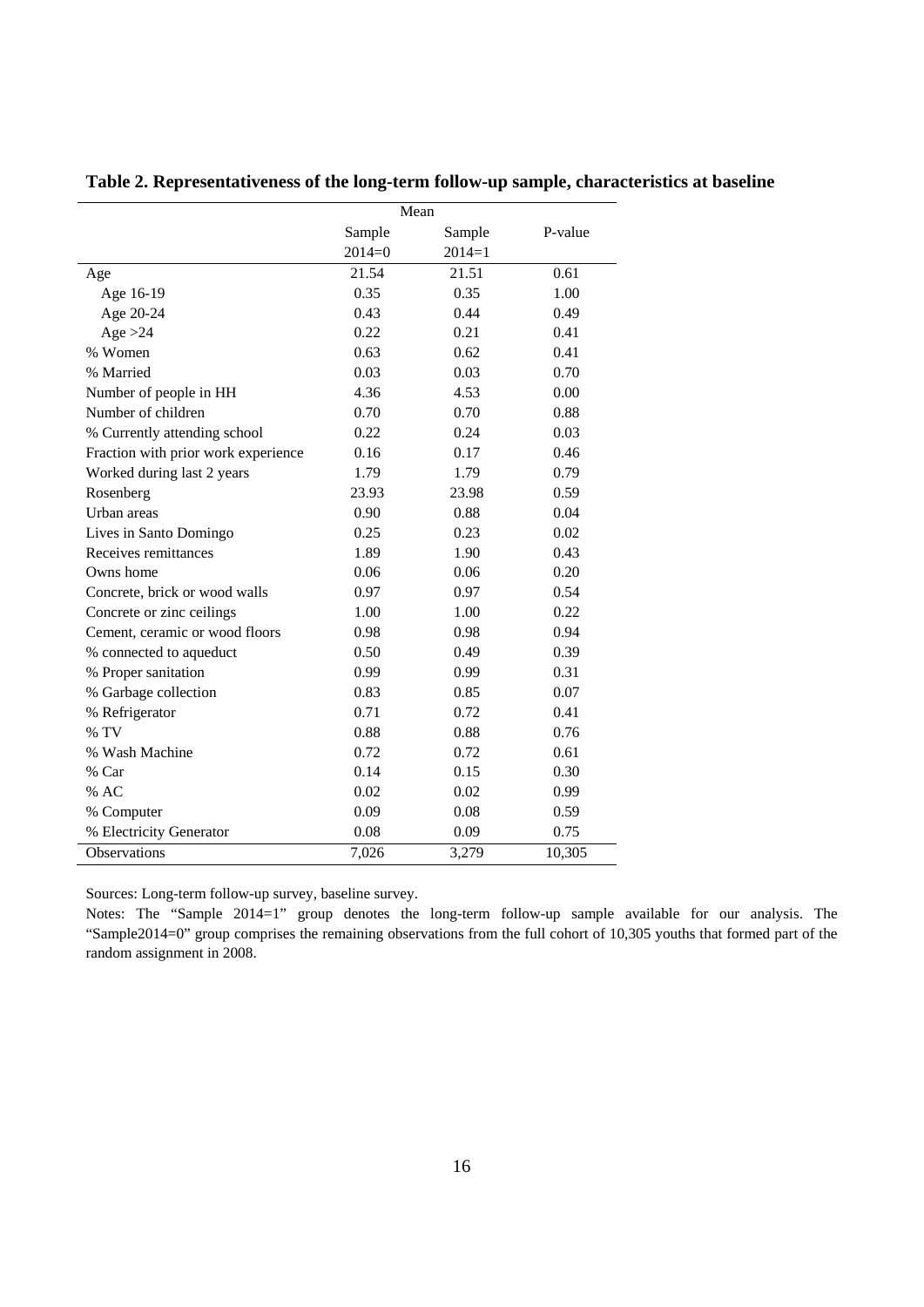**Table 2. Representativeness of the long-term follow-up sample, characteristics at baseline**

| | Mean | | |
|---|---|---|---|
| | Sample 2014=0 | Sample 2014=1 | P-value |
| Age | 21.54 | 21.51 | 0.61 |
| Age 16-19 | 0.35 | 0.35 | 1.00 |
| Age 20-24 | 0.43 | 0.44 | 0.49 |
| Age >24 | 0.22 | 0.21 | 0.41 |
| % Women | 0.63 | 0.62 | 0.41 |
| % Married | 0.03 | 0.03 | 0.70 |
| Number of people in HH | 4.36 | 4.53 | 0.00 |
| Number of children | 0.70 | 0.70 | 0.88 |
| % Currently attending school | 0.22 | 0.24 | 0.03 |
| Fraction with prior work experience | 0.16 | 0.17 | 0.46 |
| Worked during last 2 years | 1.79 | 1.79 | 0.79 |
| Rosenberg | 23.93 | 23.98 | 0.59 |
| Urban areas | 0.90 | 0.88 | 0.04 |
| Lives in Santo Domingo | 0.25 | 0.23 | 0.02 |
| Receives remittances | 1.89 | 1.90 | 0.43 |
| Owns home | 0.06 | 0.06 | 0.20 |
| Concrete, brick or wood walls | 0.97 | 0.97 | 0.54 |
| Concrete or zinc ceilings | 1.00 | 1.00 | 0.22 |
| Cement, ceramic or wood floors | 0.98 | 0.98 | 0.94 |
| % connected to aqueduct | 0.50 | 0.49 | 0.39 |
| % Proper sanitation | 0.99 | 0.99 | 0.31 |
| % Garbage collection | 0.83 | 0.85 | 0.07 |
| % Refrigerator | 0.71 | 0.72 | 0.41 |
| % TV | 0.88 | 0.88 | 0.76 |
| % Wash Machine | 0.72 | 0.72 | 0.61 |
| % Car | 0.14 | 0.15 | 0.30 |
| % AC | 0.02 | 0.02 | 0.99 |
| % Computer | 0.09 | 0.08 | 0.59 |
| % Electricity Generator | 0.08 | 0.09 | 0.75 |
| Observations | 7,026 | 3,279 | 10,305 |

Sources: Long-term follow-up survey, baseline survey.

Notes: The "Sample 2014=1" group denotes the long-term follow-up sample available for our analysis. The "Sample2014=0" group comprises the remaining observations from the full cohort of 10,305 youths that formed part of the random assignment in 2008.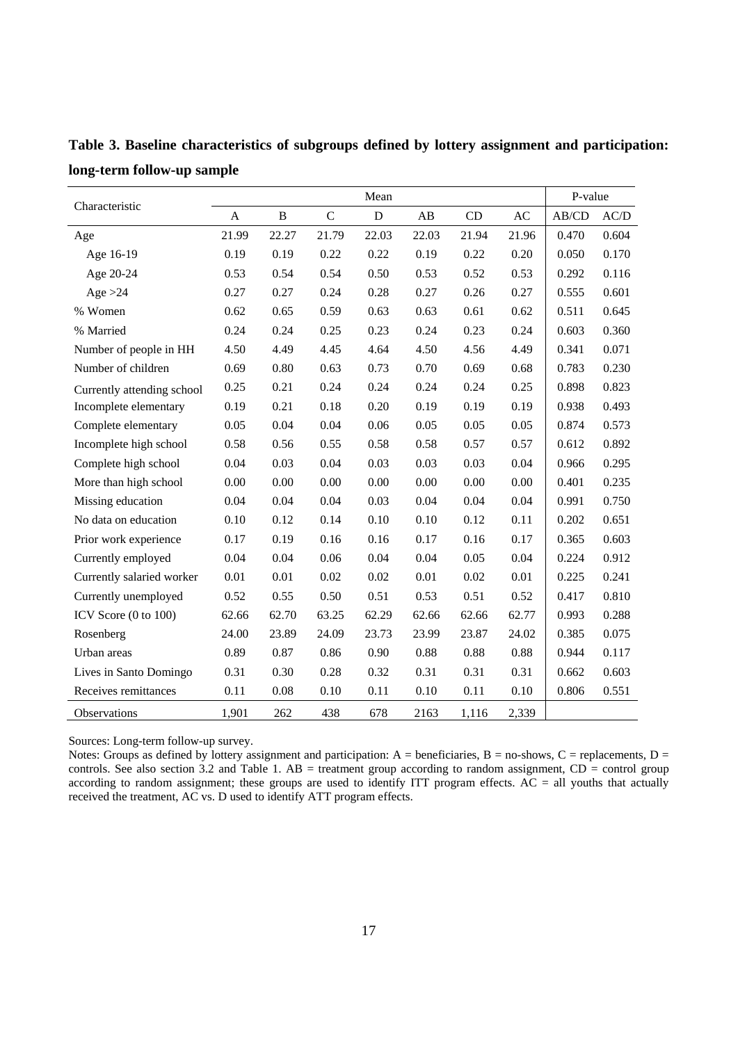**Table 3. Baseline characteristics of subgroups defined by lottery assignment and participation: long-term follow-up sample**

| Characteristic | Mean | | | | | | | P-value | |
|---|---|---|---|---|---|---|---|---|---|
| | A | B | C | D | AB | CD | AC | AB/CD | AC/D |
| Age | 21.99 | 22.27 | 21.79 | 22.03 | 22.03 | 21.94 | 21.96 | 0.470 | 0.604 |
| Age 16-19 | 0.19 | 0.19 | 0.22 | 0.22 | 0.19 | 0.22 | 0.20 | 0.050 | 0.170 |
| Age 20-24 | 0.53 | 0.54 | 0.54 | 0.50 | 0.53 | 0.52 | 0.53 | 0.292 | 0.116 |
| Age >24 | 0.27 | 0.27 | 0.24 | 0.28 | 0.27 | 0.26 | 0.27 | 0.555 | 0.601 |
| % Women | 0.62 | 0.65 | 0.59 | 0.63 | 0.63 | 0.61 | 0.62 | 0.511 | 0.645 |
| % Married | 0.24 | 0.24 | 0.25 | 0.23 | 0.24 | 0.23 | 0.24 | 0.603 | 0.360 |
| Number of people in HH | 4.50 | 4.49 | 4.45 | 4.64 | 4.50 | 4.56 | 4.49 | 0.341 | 0.071 |
| Number of children | 0.69 | 0.80 | 0.63 | 0.73 | 0.70 | 0.69 | 0.68 | 0.783 | 0.230 |
| Currently attending school | 0.25 | 0.21 | 0.24 | 0.24 | 0.24 | 0.24 | 0.25 | 0.898 | 0.823 |
| Incomplete elementary | 0.19 | 0.21 | 0.18 | 0.20 | 0.19 | 0.19 | 0.19 | 0.938 | 0.493 |
| Complete elementary | 0.05 | 0.04 | 0.04 | 0.06 | 0.05 | 0.05 | 0.05 | 0.874 | 0.573 |
| Incomplete high school | 0.58 | 0.56 | 0.55 | 0.58 | 0.58 | 0.57 | 0.57 | 0.612 | 0.892 |
| Complete high school | 0.04 | 0.03 | 0.04 | 0.03 | 0.03 | 0.03 | 0.04 | 0.966 | 0.295 |
| More than high school | 0.00 | 0.00 | 0.00 | 0.00 | 0.00 | 0.00 | 0.00 | 0.401 | 0.235 |
| Missing education | 0.04 | 0.04 | 0.04 | 0.03 | 0.04 | 0.04 | 0.04 | 0.991 | 0.750 |
| No data on education | 0.10 | 0.12 | 0.14 | 0.10 | 0.10 | 0.12 | 0.11 | 0.202 | 0.651 |
| Prior work experience | 0.17 | 0.19 | 0.16 | 0.16 | 0.17 | 0.16 | 0.17 | 0.365 | 0.603 |
| Currently employed | 0.04 | 0.04 | 0.06 | 0.04 | 0.04 | 0.05 | 0.04 | 0.224 | 0.912 |
| Currently salaried worker | 0.01 | 0.01 | 0.02 | 0.02 | 0.01 | 0.02 | 0.01 | 0.225 | 0.241 |
| Currently unemployed | 0.52 | 0.55 | 0.50 | 0.51 | 0.53 | 0.51 | 0.52 | 0.417 | 0.810 |
| ICV Score (0 to 100) | 62.66 | 62.70 | 63.25 | 62.29 | 62.66 | 62.66 | 62.77 | 0.993 | 0.288 |
| Rosenberg | 24.00 | 23.89 | 24.09 | 23.73 | 23.99 | 23.87 | 24.02 | 0.385 | 0.075 |
| Urban areas | 0.89 | 0.87 | 0.86 | 0.90 | 0.88 | 0.88 | 0.88 | 0.944 | 0.117 |
| Lives in Santo Domingo | 0.31 | 0.30 | 0.28 | 0.32 | 0.31 | 0.31 | 0.31 | 0.662 | 0.603 |
| Receives remittances | 0.11 | 0.08 | 0.10 | 0.11 | 0.10 | 0.11 | 0.10 | 0.806 | 0.551 |
| Observations | 1,901 | 262 | 438 | 678 | 2163 | 1,116 | 2,339 | | |

Sources: Long-term follow-up survey.

Notes: Groups as defined by lottery assignment and participation: A = beneficiaries, B = no-shows, C = replacements, D = controls. See also section 3.2 and Table 1. AB = treatment group according to random assignment, CD = control group according to random assignment; these groups are used to identify ITT program effects. AC = all youths that actually received the treatment, AC vs. D used to identify ATT program effects.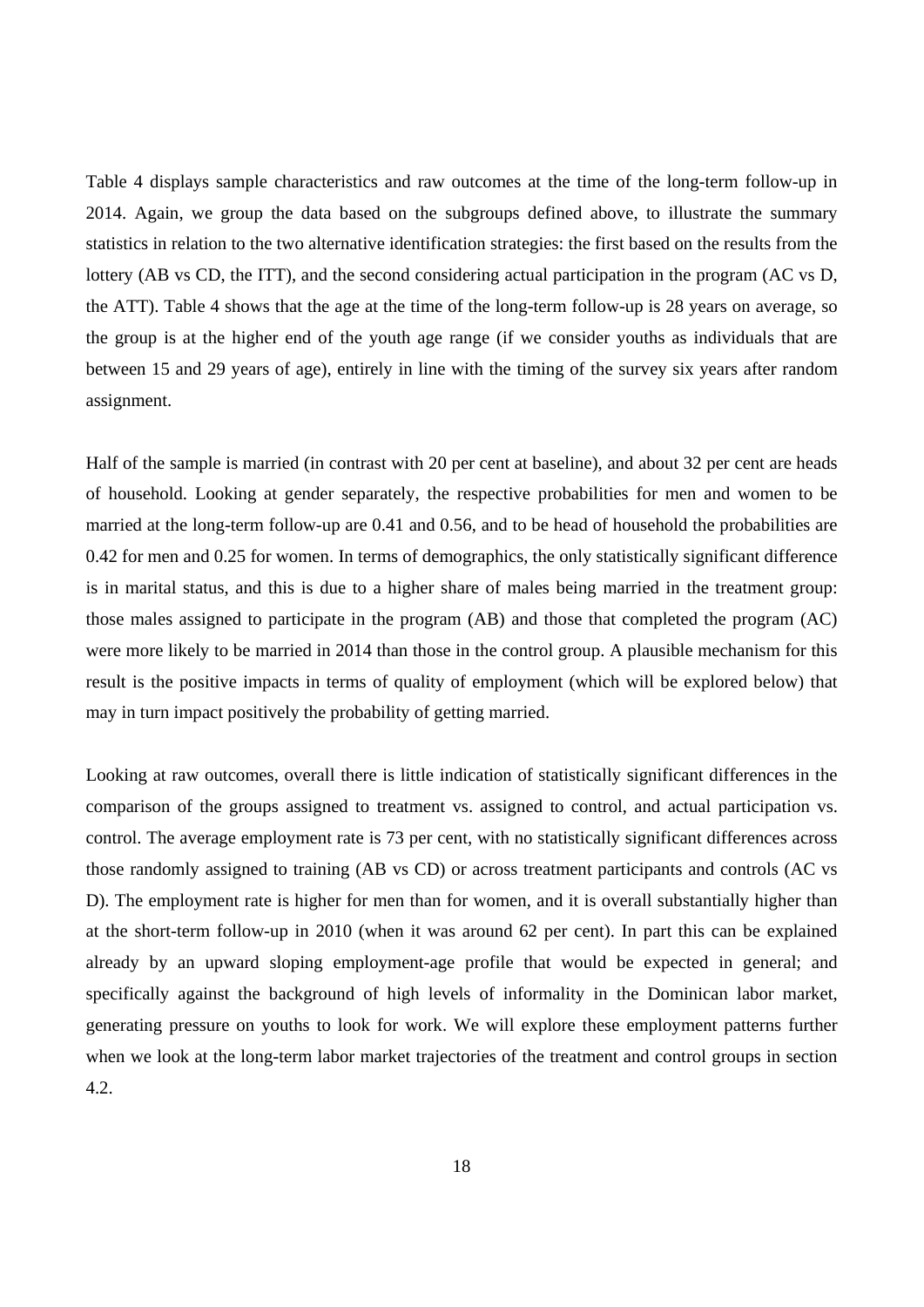Table 4 displays sample characteristics and raw outcomes at the time of the long-term follow-up in 2014. Again, we group the data based on the subgroups defined above, to illustrate the summary statistics in relation to the two alternative identification strategies: the first based on the results from the lottery (AB vs CD, the ITT), and the second considering actual participation in the program (AC vs D, the ATT). Table 4 shows that the age at the time of the long-term follow-up is 28 years on average, so the group is at the higher end of the youth age range (if we consider youths as individuals that are between 15 and 29 years of age), entirely in line with the timing of the survey six years after random assignment.

Half of the sample is married (in contrast with 20 per cent at baseline), and about 32 per cent are heads of household. Looking at gender separately, the respective probabilities for men and women to be married at the long-term follow-up are 0.41 and 0.56, and to be head of household the probabilities are 0.42 for men and 0.25 for women. In terms of demographics, the only statistically significant difference is in marital status, and this is due to a higher share of males being married in the treatment group: those males assigned to participate in the program (AB) and those that completed the program (AC) were more likely to be married in 2014 than those in the control group. A plausible mechanism for this result is the positive impacts in terms of quality of employment (which will be explored below) that may in turn impact positively the probability of getting married.

Looking at raw outcomes, overall there is little indication of statistically significant differences in the comparison of the groups assigned to treatment vs. assigned to control, and actual participation vs. control. The average employment rate is 73 per cent, with no statistically significant differences across those randomly assigned to training (AB vs CD) or across treatment participants and controls (AC vs D). The employment rate is higher for men than for women, and it is overall substantially higher than at the short-term follow-up in 2010 (when it was around 62 per cent). In part this can be explained already by an upward sloping employment-age profile that would be expected in general; and specifically against the background of high levels of informality in the Dominican labor market, generating pressure on youths to look for work. We will explore these employment patterns further when we look at the long-term labor market trajectories of the treatment and control groups in section 4.2.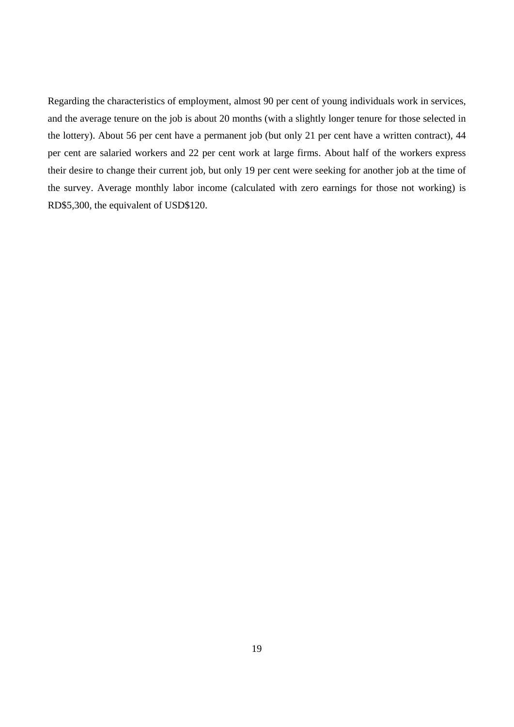Regarding the characteristics of employment, almost 90 per cent of young individuals work in services, and the average tenure on the job is about 20 months (with a slightly longer tenure for those selected in the lottery). About 56 per cent have a permanent job (but only 21 per cent have a written contract), 44 per cent are salaried workers and 22 per cent work at large firms. About half of the workers express their desire to change their current job, but only 19 per cent were seeking for another job at the time of the survey. Average monthly labor income (calculated with zero earnings for those not working) is RD$5,300, the equivalent of USD$120.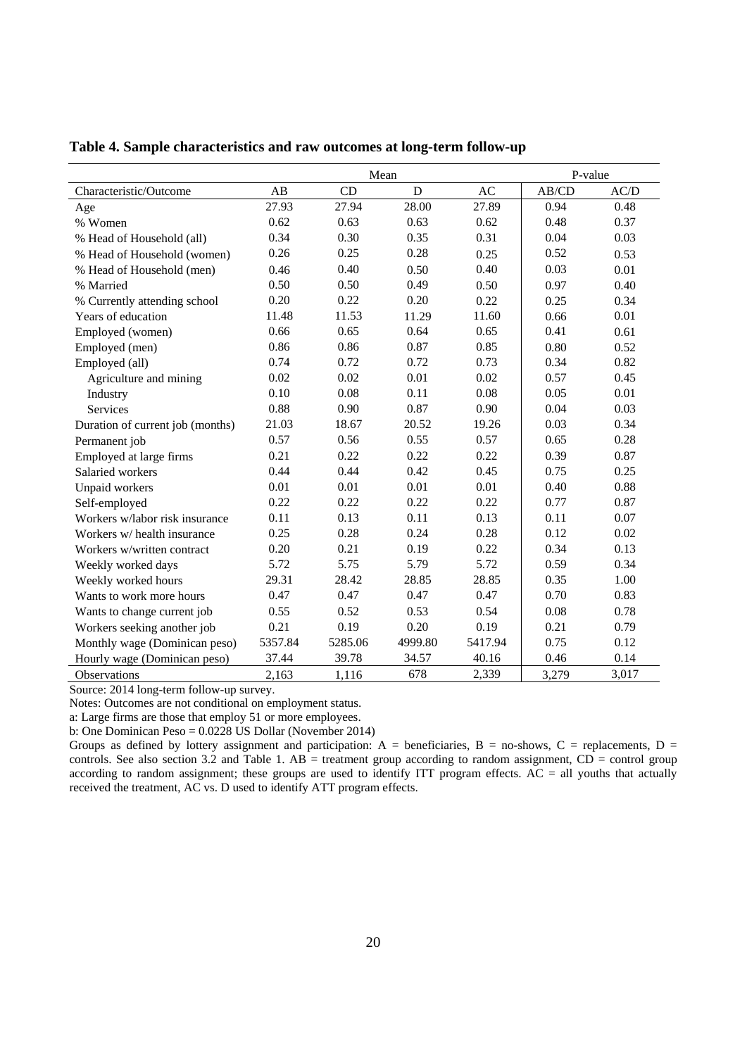**Table 4. Sample characteristics and raw outcomes at long-term follow-up**

| | Mean | | | | P-value | |
|---|---|---|---|---|---|---|
| Characteristic/Outcome | AB | CD | D | AC | AB/CD | AC/D |
| Age | 27.93 | 27.94 | 28.00 | 27.89 | 0.94 | 0.48 |
| % Women | 0.62 | 0.63 | 0.63 | 0.62 | 0.48 | 0.37 |
| % Head of Household (all) | 0.34 | 0.30 | 0.35 | 0.31 | 0.04 | 0.03 |
| % Head of Household (women) | 0.26 | 0.25 | 0.28 | 0.25 | 0.52 | 0.53 |
| % Head of Household (men) | 0.46 | 0.40 | 0.50 | 0.40 | 0.03 | 0.01 |
| % Married | 0.50 | 0.50 | 0.49 | 0.50 | 0.97 | 0.40 |
| % Currently attending school | 0.20 | 0.22 | 0.20 | 0.22 | 0.25 | 0.34 |
| Years of education | 11.48 | 11.53 | 11.29 | 11.60 | 0.66 | 0.01 |
| Employed (women) | 0.66 | 0.65 | 0.64 | 0.65 | 0.41 | 0.61 |
| Employed (men) | 0.86 | 0.86 | 0.87 | 0.85 | 0.80 | 0.52 |
| Employed (all) | 0.74 | 0.72 | 0.72 | 0.73 | 0.34 | 0.82 |
| Agriculture and mining | 0.02 | 0.02 | 0.01 | 0.02 | 0.57 | 0.45 |
| Industry | 0.10 | 0.08 | 0.11 | 0.08 | 0.05 | 0.01 |
| Services | 0.88 | 0.90 | 0.87 | 0.90 | 0.04 | 0.03 |
| Duration of current job (months) | 21.03 | 18.67 | 20.52 | 19.26 | 0.03 | 0.34 |
| Permanent job | 0.57 | 0.56 | 0.55 | 0.57 | 0.65 | 0.28 |
| Employed at large firms | 0.21 | 0.22 | 0.22 | 0.22 | 0.39 | 0.87 |
| Salaried workers | 0.44 | 0.44 | 0.42 | 0.45 | 0.75 | 0.25 |
| Unpaid workers | 0.01 | 0.01 | 0.01 | 0.01 | 0.40 | 0.88 |
| Self-employed | 0.22 | 0.22 | 0.22 | 0.22 | 0.77 | 0.87 |
| Workers w/labor risk insurance | 0.11 | 0.13 | 0.11 | 0.13 | 0.11 | 0.07 |
| Workers w/ health insurance | 0.25 | 0.28 | 0.24 | 0.28 | 0.12 | 0.02 |
| Workers w/written contract | 0.20 | 0.21 | 0.19 | 0.22 | 0.34 | 0.13 |
| Weekly worked days | 5.72 | 5.75 | 5.79 | 5.72 | 0.59 | 0.34 |
| Weekly worked hours | 29.31 | 28.42 | 28.85 | 28.85 | 0.35 | 1.00 |
| Wants to work more hours | 0.47 | 0.47 | 0.47 | 0.47 | 0.70 | 0.83 |
| Wants to change current job | 0.55 | 0.52 | 0.53 | 0.54 | 0.08 | 0.78 |
| Workers seeking another job | 0.21 | 0.19 | 0.20 | 0.19 | 0.21 | 0.79 |
| Monthly wage (Dominican peso) | 5357.84 | 5285.06 | 4999.80 | 5417.94 | 0.75 | 0.12 |
| Hourly wage (Dominican peso) | 37.44 | 39.78 | 34.57 | 40.16 | 0.46 | 0.14 |
| Observations | 2,163 | 1,116 | 678 | 2,339 | 3,279 | 3,017 |

Source: 2014 long-term follow-up survey.

Notes: Outcomes are not conditional on employment status.

a: Large firms are those that employ 51 or more employees.

b: One Dominican Peso = 0.0228 US Dollar (November 2014)

Groups as defined by lottery assignment and participation: A = beneficiaries, B = no-shows, C = replacements, D = controls. See also section 3.2 and Table 1. AB = treatment group according to random assignment, CD = control group according to random assignment; these groups are used to identify ITT program effects. AC = all youths that actually received the treatment, AC vs. D used to identify ATT program effects.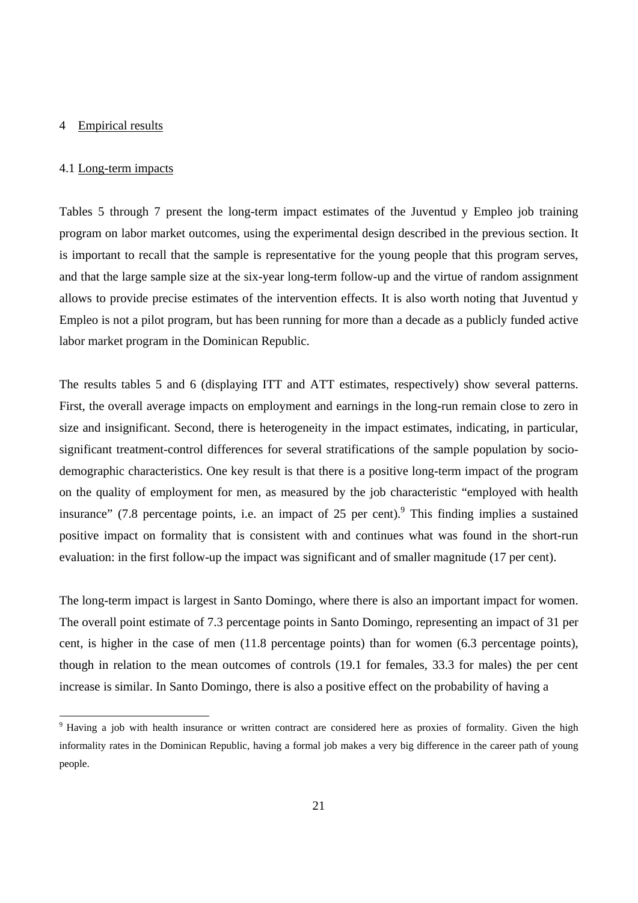## 4 Empirical results

### 4.1 Long-term impacts

Tables 5 through 7 present the long-term impact estimates of the Juventud y Empleo job training program on labor market outcomes, using the experimental design described in the previous section. It is important to recall that the sample is representative for the young people that this program serves, and that the large sample size at the six-year long-term follow-up and the virtue of random assignment allows to provide precise estimates of the intervention effects. It is also worth noting that Juventud y Empleo is not a pilot program, but has been running for more than a decade as a publicly funded active labor market program in the Dominican Republic.

The results tables 5 and 6 (displaying ITT and ATT estimates, respectively) show several patterns. First, the overall average impacts on employment and earnings in the long-run remain close to zero in size and insignificant. Second, there is heterogeneity in the impact estimates, indicating, in particular, significant treatment-control differences for several stratifications of the sample population by socio-demographic characteristics. One key result is that there is a positive long-term impact of the program on the quality of employment for men, as measured by the job characteristic "employed with health insurance" (7.8 percentage points, i.e. an impact of 25 per cent).[9] This finding implies a sustained positive impact on formality that is consistent with and continues what was found in the short-run evaluation: in the first follow-up the impact was significant and of smaller magnitude (17 per cent).

The long-term impact is largest in Santo Domingo, where there is also an important impact for women. The overall point estimate of 7.3 percentage points in Santo Domingo, representing an impact of 31 per cent, is higher in the case of men (11.8 percentage points) than for women (6.3 percentage points), though in relation to the mean outcomes of controls (19.1 for females, 33.3 for males) the per cent increase is similar. In Santo Domingo, there is also a positive effect on the probability of having a

[9] Having a job with health insurance or written contract are considered here as proxies of formality. Given the high informality rates in the Dominican Republic, having a formal job makes a very big difference in the career path of young people.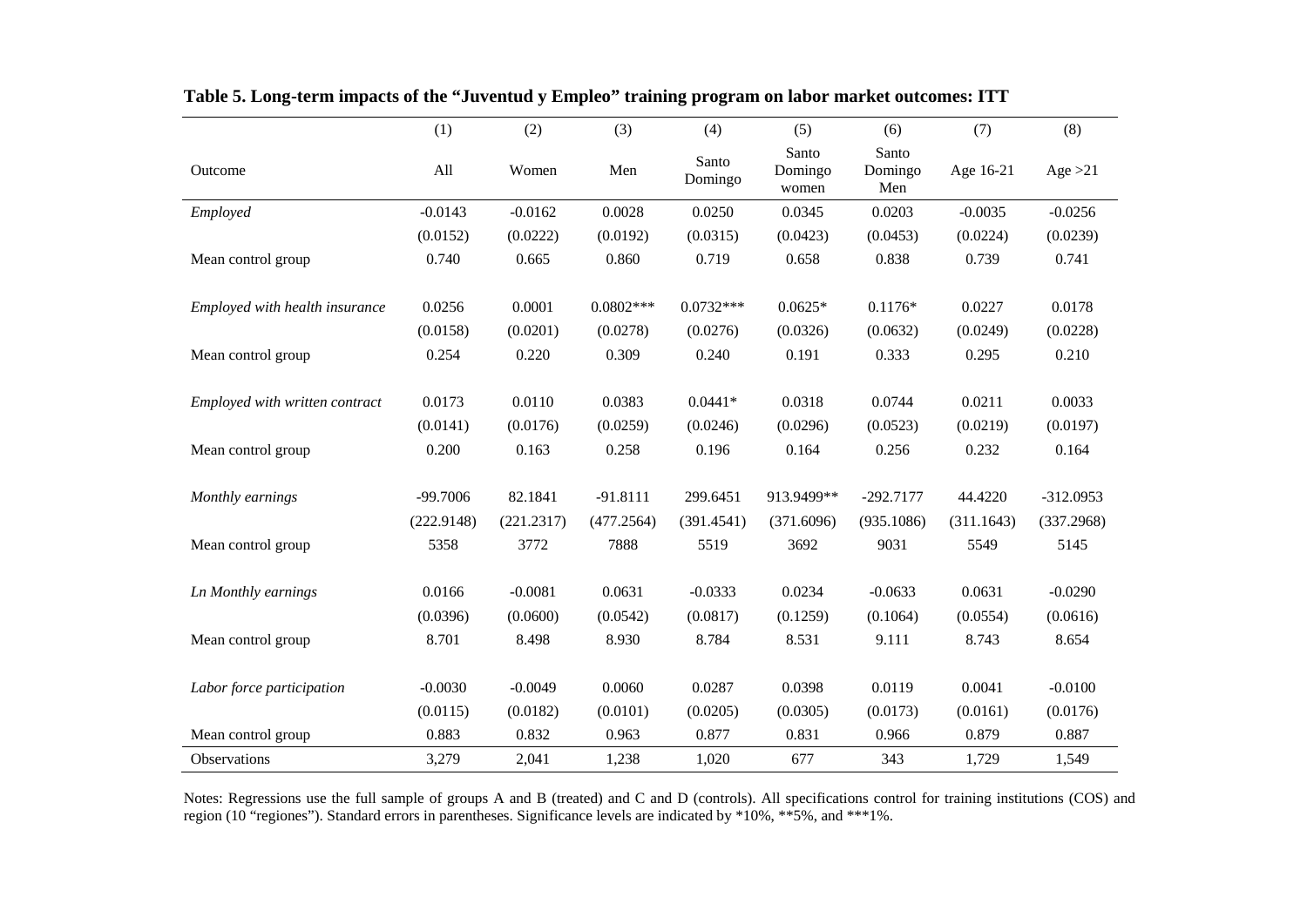**Table 5. Long-term impacts of the "Juventud y Empleo" training program on labor market outcomes: ITT**

| | (1) | (2) | (3) | (4) | (5) | (6) | (7) | (8) |
|---|---|---|---|---|---|---|---|---|
| Outcome | All | Women | Men | Santo Domingo | Santo Domingo women | Santo Domingo Men | Age 16-21 | Age >21 |
| *Employed* | -0.0143 | -0.0162 | 0.0028 | 0.0250 | 0.0345 | 0.0203 | -0.0035 | -0.0256 |
| | (0.0152) | (0.0222) | (0.0192) | (0.0315) | (0.0423) | (0.0453) | (0.0224) | (0.0239) |
| Mean control group | 0.740 | 0.665 | 0.860 | 0.719 | 0.658 | 0.838 | 0.739 | 0.741 |
| *Employed with health insurance* | 0.0256 | 0.0001 | 0.0802*** | 0.0732*** | 0.0625* | 0.1176* | 0.0227 | 0.0178 |
| | (0.0158) | (0.0201) | (0.0278) | (0.0276) | (0.0326) | (0.0632) | (0.0249) | (0.0228) |
| Mean control group | 0.254 | 0.220 | 0.309 | 0.240 | 0.191 | 0.333 | 0.295 | 0.210 |
| *Employed with written contract* | 0.0173 | 0.0110 | 0.0383 | 0.0441* | 0.0318 | 0.0744 | 0.0211 | 0.0033 |
| | (0.0141) | (0.0176) | (0.0259) | (0.0246) | (0.0296) | (0.0523) | (0.0219) | (0.0197) |
| Mean control group | 0.200 | 0.163 | 0.258 | 0.196 | 0.164 | 0.256 | 0.232 | 0.164 |
| *Monthly earnings* | -99.7006 | 82.1841 | -91.8111 | 299.6451 | 913.9499** | -292.7177 | 44.4220 | -312.0953 |
| | (222.9148) | (221.2317) | (477.2564) | (391.4541) | (371.6096) | (935.1086) | (311.1643) | (337.2968) |
| Mean control group | 5358 | 3772 | 7888 | 5519 | 3692 | 9031 | 5549 | 5145 |
| *Ln Monthly earnings* | 0.0166 | -0.0081 | 0.0631 | -0.0333 | 0.0234 | -0.0633 | 0.0631 | -0.0290 |
| | (0.0396) | (0.0600) | (0.0542) | (0.0817) | (0.1259) | (0.1064) | (0.0554) | (0.0616) |
| Mean control group | 8.701 | 8.498 | 8.930 | 8.784 | 8.531 | 9.111 | 8.743 | 8.654 |
| *Labor force participation* | -0.0030 | -0.0049 | 0.0060 | 0.0287 | 0.0398 | 0.0119 | 0.0041 | -0.0100 |
| | (0.0115) | (0.0182) | (0.0101) | (0.0205) | (0.0305) | (0.0173) | (0.0161) | (0.0176) |
| Mean control group | 0.883 | 0.832 | 0.963 | 0.877 | 0.831 | 0.966 | 0.879 | 0.887 |
| Observations | 3,279 | 2,041 | 1,238 | 1,020 | 677 | 343 | 1,729 | 1,549 |

Notes: Regressions use the full sample of groups A and B (treated) and C and D (controls). All specifications control for training institutions (COS) and region (10 "regiones"). Standard errors in parentheses. Significance levels are indicated by *10%, **5%, and ***1%.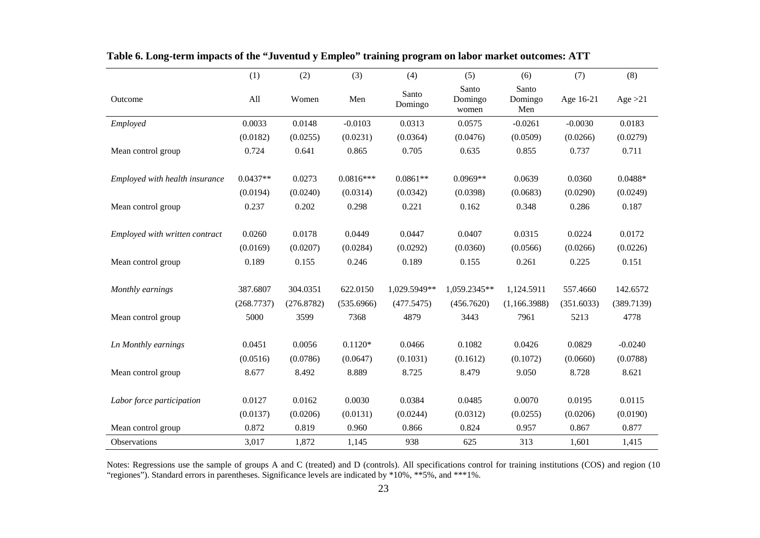**Table 6. Long-term impacts of the "Juventud y Empleo" training program on labor market outcomes: ATT**

| | (1) | (2) | (3) | (4) | (5) | (6) | (7) | (8) |
|---|---|---|---|---|---|---|---|---|
| Outcome | All | Women | Men | Santo Domingo | Santo Domingo women | Santo Domingo Men | Age 16-21 | Age >21 |
| *Employed* | 0.0033 | 0.0148 | -0.0103 | 0.0313 | 0.0575 | -0.0261 | -0.0030 | 0.0183 |
| | (0.0182) | (0.0255) | (0.0231) | (0.0364) | (0.0476) | (0.0509) | (0.0266) | (0.0279) |
| Mean control group | 0.724 | 0.641 | 0.865 | 0.705 | 0.635 | 0.855 | 0.737 | 0.711 |
| *Employed with health insurance* | 0.0437** | 0.0273 | 0.0816*** | 0.0861** | 0.0969** | 0.0639 | 0.0360 | 0.0488* |
| | (0.0194) | (0.0240) | (0.0314) | (0.0342) | (0.0398) | (0.0683) | (0.0290) | (0.0249) |
| Mean control group | 0.237 | 0.202 | 0.298 | 0.221 | 0.162 | 0.348 | 0.286 | 0.187 |
| *Employed with written contract* | 0.0260 | 0.0178 | 0.0449 | 0.0447 | 0.0407 | 0.0315 | 0.0224 | 0.0172 |
| | (0.0169) | (0.0207) | (0.0284) | (0.0292) | (0.0360) | (0.0566) | (0.0266) | (0.0226) |
| Mean control group | 0.189 | 0.155 | 0.246 | 0.189 | 0.155 | 0.261 | 0.225 | 0.151 |
| *Monthly earnings* | 387.6807 | 304.0351 | 622.0150 | 1,029.5949** | 1,059.2345** | 1,124.5911 | 557.4660 | 142.6572 |
| | (268.7737) | (276.8782) | (535.6966) | (477.5475) | (456.7620) | (1,166.3988) | (351.6033) | (389.7139) |
| Mean control group | 5000 | 3599 | 7368 | 4879 | 3443 | 7961 | 5213 | 4778 |
| *Ln Monthly earnings* | 0.0451 | 0.0056 | 0.1120* | 0.0466 | 0.1082 | 0.0426 | 0.0829 | -0.0240 |
| | (0.0516) | (0.0786) | (0.0647) | (0.1031) | (0.1612) | (0.1072) | (0.0660) | (0.0788) |
| Mean control group | 8.677 | 8.492 | 8.889 | 8.725 | 8.479 | 9.050 | 8.728 | 8.621 |
| *Labor force participation* | 0.0127 | 0.0162 | 0.0030 | 0.0384 | 0.0485 | 0.0070 | 0.0195 | 0.0115 |
| | (0.0137) | (0.0206) | (0.0131) | (0.0244) | (0.0312) | (0.0255) | (0.0206) | (0.0190) |
| Mean control group | 0.872 | 0.819 | 0.960 | 0.866 | 0.824 | 0.957 | 0.867 | 0.877 |
| Observations | 3,017 | 1,872 | 1,145 | 938 | 625 | 313 | 1,601 | 1,415 |

Notes: Regressions use the sample of groups A and C (treated) and D (controls). All specifications control for training institutions (COS) and region (10 "regiones"). Standard errors in parentheses. Significance levels are indicated by *10%, **5%, and ***1%.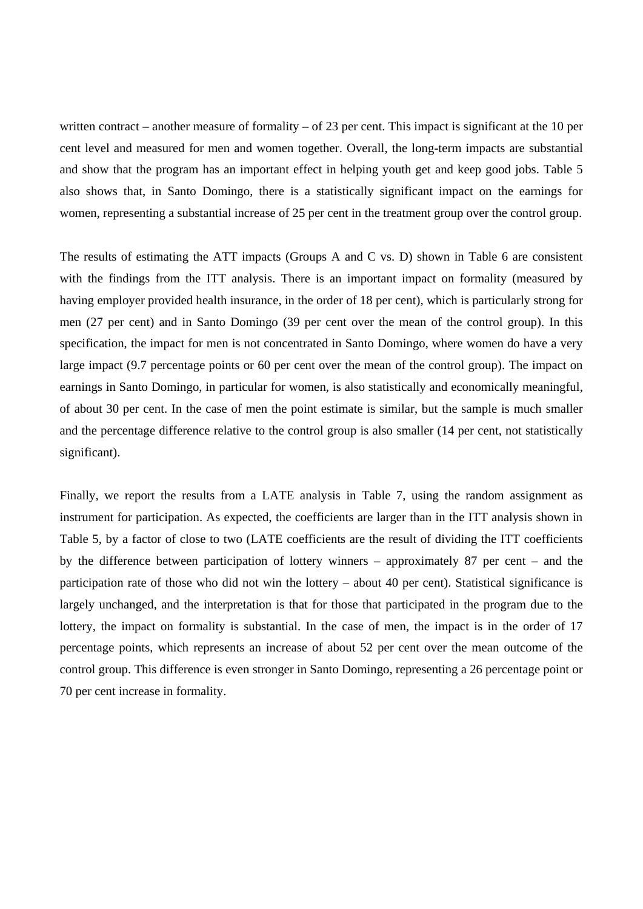written contract – another measure of formality – of 23 per cent. This impact is significant at the 10 per cent level and measured for men and women together. Overall, the long-term impacts are substantial and show that the program has an important effect in helping youth get and keep good jobs. Table 5 also shows that, in Santo Domingo, there is a statistically significant impact on the earnings for women, representing a substantial increase of 25 per cent in the treatment group over the control group.

The results of estimating the ATT impacts (Groups A and C vs. D) shown in Table 6 are consistent with the findings from the ITT analysis. There is an important impact on formality (measured by having employer provided health insurance, in the order of 18 per cent), which is particularly strong for men (27 per cent) and in Santo Domingo (39 per cent over the mean of the control group). In this specification, the impact for men is not concentrated in Santo Domingo, where women do have a very large impact (9.7 percentage points or 60 per cent over the mean of the control group). The impact on earnings in Santo Domingo, in particular for women, is also statistically and economically meaningful, of about 30 per cent. In the case of men the point estimate is similar, but the sample is much smaller and the percentage difference relative to the control group is also smaller (14 per cent, not statistically significant).

Finally, we report the results from a LATE analysis in Table 7, using the random assignment as instrument for participation. As expected, the coefficients are larger than in the ITT analysis shown in Table 5, by a factor of close to two (LATE coefficients are the result of dividing the ITT coefficients by the difference between participation of lottery winners – approximately 87 per cent – and the participation rate of those who did not win the lottery – about 40 per cent). Statistical significance is largely unchanged, and the interpretation is that for those that participated in the program due to the lottery, the impact on formality is substantial. In the case of men, the impact is in the order of 17 percentage points, which represents an increase of about 52 per cent over the mean outcome of the control group. This difference is even stronger in Santo Domingo, representing a 26 percentage point or 70 per cent increase in formality.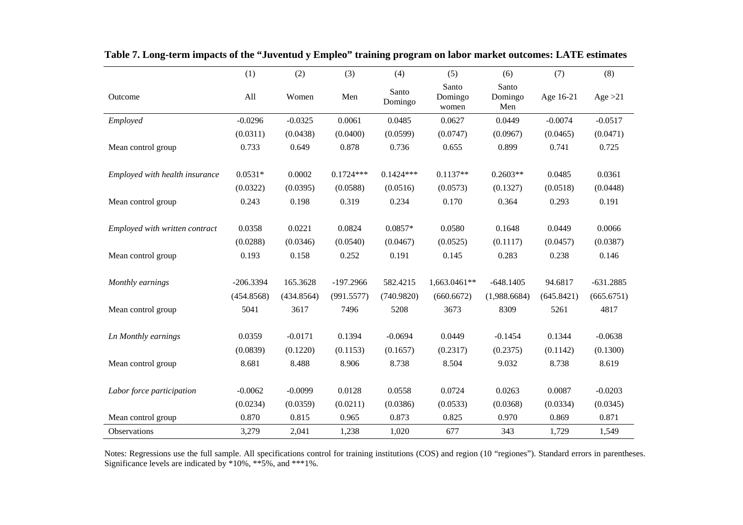**Table 7. Long-term impacts of the "Juventud y Empleo" training program on labor market outcomes: LATE estimates**

| | (1) | (2) | (3) | (4) | (5) | (6) | (7) | (8) |
|---|---|---|---|---|---|---|---|---|
| Outcome | All | Women | Men | Santo Domingo | Santo Domingo women | Santo Domingo Men | Age 16-21 | Age >21 |
| *Employed* | -0.0296 | -0.0325 | 0.0061 | 0.0485 | 0.0627 | 0.0449 | -0.0074 | -0.0517 |
| | (0.0311) | (0.0438) | (0.0400) | (0.0599) | (0.0747) | (0.0967) | (0.0465) | (0.0471) |
| Mean control group | 0.733 | 0.649 | 0.878 | 0.736 | 0.655 | 0.899 | 0.741 | 0.725 |
| *Employed with health insurance* | 0.0531* | 0.0002 | 0.1724*** | 0.1424*** | 0.1137** | 0.2603** | 0.0485 | 0.0361 |
| | (0.0322) | (0.0395) | (0.0588) | (0.0516) | (0.0573) | (0.1327) | (0.0518) | (0.0448) |
| Mean control group | 0.243 | 0.198 | 0.319 | 0.234 | 0.170 | 0.364 | 0.293 | 0.191 |
| *Employed with written contract* | 0.0358 | 0.0221 | 0.0824 | 0.0857* | 0.0580 | 0.1648 | 0.0449 | 0.0066 |
| | (0.0288) | (0.0346) | (0.0540) | (0.0467) | (0.0525) | (0.1117) | (0.0457) | (0.0387) |
| Mean control group | 0.193 | 0.158 | 0.252 | 0.191 | 0.145 | 0.283 | 0.238 | 0.146 |
| *Monthly earnings* | -206.3394 | 165.3628 | -197.2966 | 582.4215 | 1,663.0461** | -648.1405 | 94.6817 | -631.2885 |
| | (454.8568) | (434.8564) | (991.5577) | (740.9820) | (660.6672) | (1,988.6684) | (645.8421) | (665.6751) |
| Mean control group | 5041 | 3617 | 7496 | 5208 | 3673 | 8309 | 5261 | 4817 |
| *Ln Monthly earnings* | 0.0359 | -0.0171 | 0.1394 | -0.0694 | 0.0449 | -0.1454 | 0.1344 | -0.0638 |
| | (0.0839) | (0.1220) | (0.1153) | (0.1657) | (0.2317) | (0.2375) | (0.1142) | (0.1300) |
| Mean control group | 8.681 | 8.488 | 8.906 | 8.738 | 8.504 | 9.032 | 8.738 | 8.619 |
| *Labor force participation* | -0.0062 | -0.0099 | 0.0128 | 0.0558 | 0.0724 | 0.0263 | 0.0087 | -0.0203 |
| | (0.0234) | (0.0359) | (0.0211) | (0.0386) | (0.0533) | (0.0368) | (0.0334) | (0.0345) |
| Mean control group | 0.870 | 0.815 | 0.965 | 0.873 | 0.825 | 0.970 | 0.869 | 0.871 |
| Observations | 3,279 | 2,041 | 1,238 | 1,020 | 677 | 343 | 1,729 | 1,549 |

Notes: Regressions use the full sample. All specifications control for training institutions (COS) and region (10 "regiones"). Standard errors in parentheses. Significance levels are indicated by *10%, **5%, and ***1%.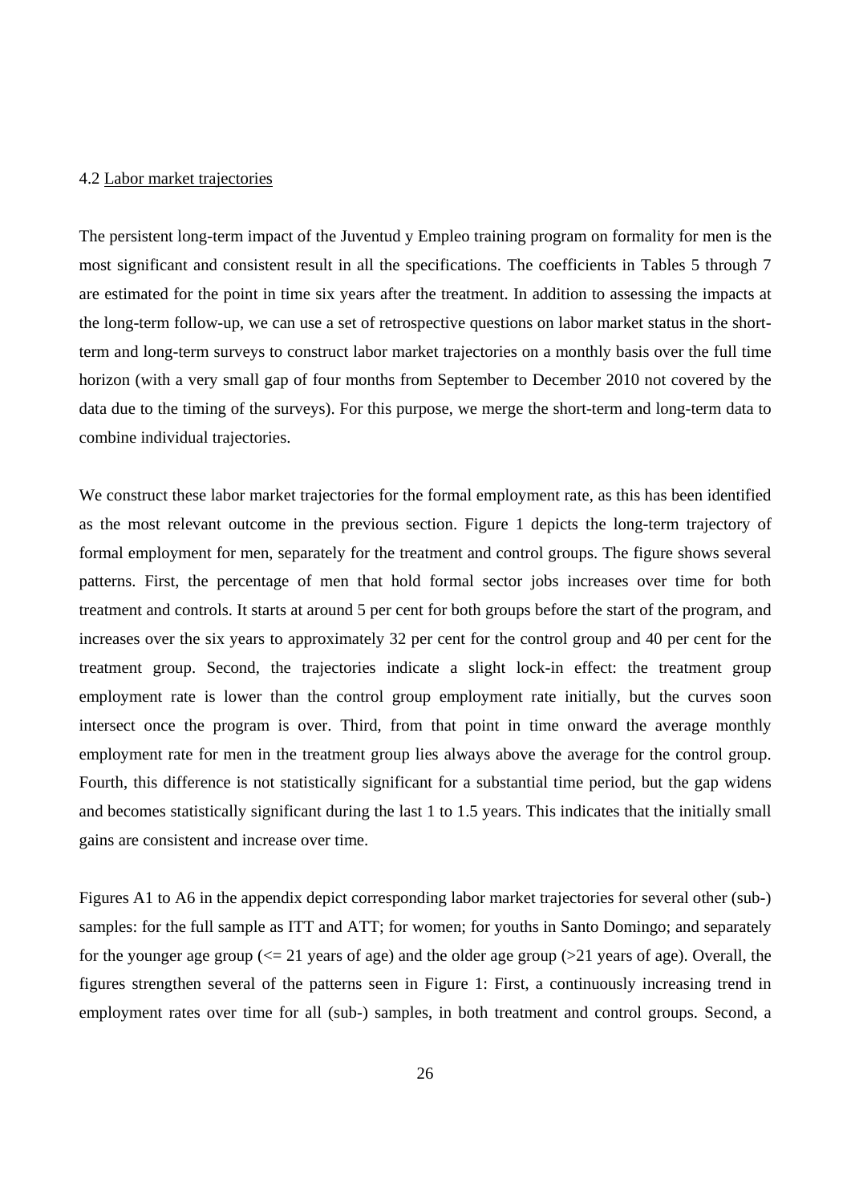### 4.2 Labor market trajectories

The persistent long-term impact of the Juventud y Empleo training program on formality for men is the most significant and consistent result in all the specifications. The coefficients in Tables 5 through 7 are estimated for the point in time six years after the treatment. In addition to assessing the impacts at the long-term follow-up, we can use a set of retrospective questions on labor market status in the short-term and long-term surveys to construct labor market trajectories on a monthly basis over the full time horizon (with a very small gap of four months from September to December 2010 not covered by the data due to the timing of the surveys). For this purpose, we merge the short-term and long-term data to combine individual trajectories.

We construct these labor market trajectories for the formal employment rate, as this has been identified as the most relevant outcome in the previous section. Figure 1 depicts the long-term trajectory of formal employment for men, separately for the treatment and control groups. The figure shows several patterns. First, the percentage of men that hold formal sector jobs increases over time for both treatment and controls. It starts at around 5 per cent for both groups before the start of the program, and increases over the six years to approximately 32 per cent for the control group and 40 per cent for the treatment group. Second, the trajectories indicate a slight lock-in effect: the treatment group employment rate is lower than the control group employment rate initially, but the curves soon intersect once the program is over. Third, from that point in time onward the average monthly employment rate for men in the treatment group lies always above the average for the control group. Fourth, this difference is not statistically significant for a substantial time period, but the gap widens and becomes statistically significant during the last 1 to 1.5 years. This indicates that the initially small gains are consistent and increase over time.

Figures A1 to A6 in the appendix depict corresponding labor market trajectories for several other (sub-) samples: for the full sample as ITT and ATT; for women; for youths in Santo Domingo; and separately for the younger age group (<= 21 years of age) and the older age group (>21 years of age). Overall, the figures strengthen several of the patterns seen in Figure 1: First, a continuously increasing trend in employment rates over time for all (sub-) samples, in both treatment and control groups. Second, a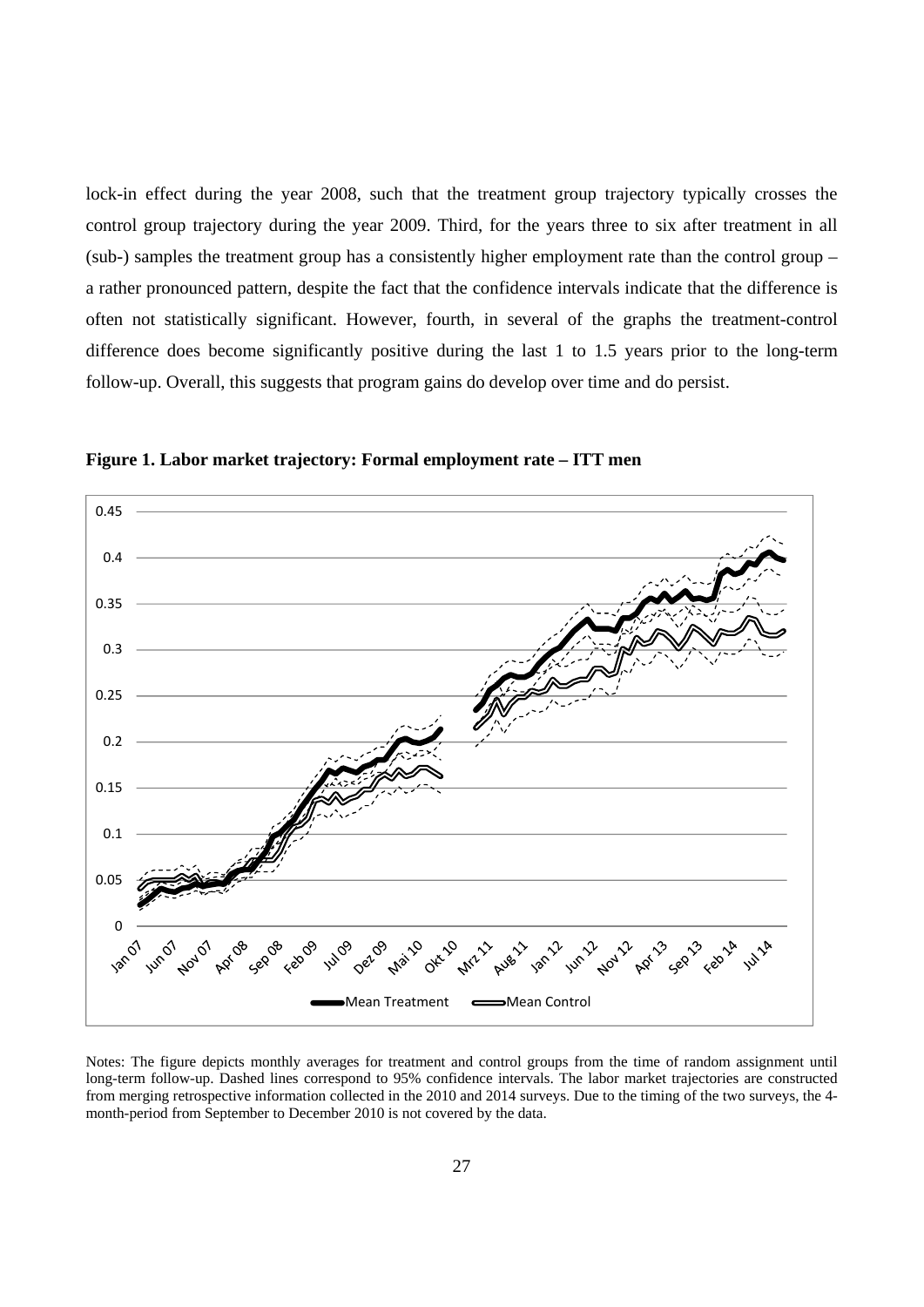lock-in effect during the year 2008, such that the treatment group trajectory typically crosses the control group trajectory during the year 2009. Third, for the years three to six after treatment in all (sub-) samples the treatment group has a consistently higher employment rate than the control group – a rather pronounced pattern, despite the fact that the confidence intervals indicate that the difference is often not statistically significant. However, fourth, in several of the graphs the treatment-control difference does become significantly positive during the last 1 to 1.5 years prior to the long-term follow-up. Overall, this suggests that program gains do develop over time and do persist.

**Figure 1. Labor market trajectory: Formal employment rate – ITT men**

Notes: The figure depicts monthly averages for treatment and control groups from the time of random assignment until long-term follow-up. Dashed lines correspond to 95% confidence intervals. The labor market trajectories are constructed from merging retrospective information collected in the 2010 and 2014 surveys. Due to the timing of the two surveys, the 4-month-period from September to December 2010 is not covered by the data.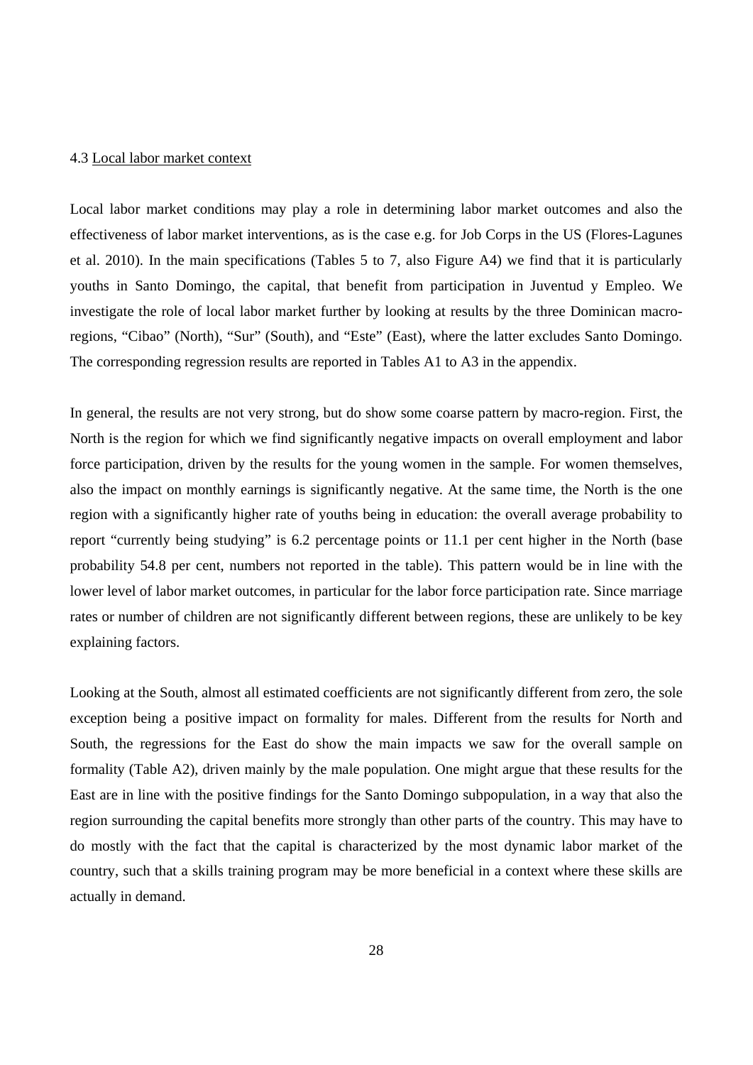### 4.3 Local labor market context

Local labor market conditions may play a role in determining labor market outcomes and also the effectiveness of labor market interventions, as is the case e.g. for Job Corps in the US (Flores-Lagunes et al. 2010). In the main specifications (Tables 5 to 7, also Figure A4) we find that it is particularly youths in Santo Domingo, the capital, that benefit from participation in Juventud y Empleo. We investigate the role of local labor market further by looking at results by the three Dominican macro-regions, "Cibao" (North), "Sur" (South), and "Este" (East), where the latter excludes Santo Domingo. The corresponding regression results are reported in Tables A1 to A3 in the appendix.

In general, the results are not very strong, but do show some coarse pattern by macro-region. First, the North is the region for which we find significantly negative impacts on overall employment and labor force participation, driven by the results for the young women in the sample. For women themselves, also the impact on monthly earnings is significantly negative. At the same time, the North is the one region with a significantly higher rate of youths being in education: the overall average probability to report "currently being studying" is 6.2 percentage points or 11.1 per cent higher in the North (base probability 54.8 per cent, numbers not reported in the table). This pattern would be in line with the lower level of labor market outcomes, in particular for the labor force participation rate. Since marriage rates or number of children are not significantly different between regions, these are unlikely to be key explaining factors.

Looking at the South, almost all estimated coefficients are not significantly different from zero, the sole exception being a positive impact on formality for males. Different from the results for North and South, the regressions for the East do show the main impacts we saw for the overall sample on formality (Table A2), driven mainly by the male population. One might argue that these results for the East are in line with the positive findings for the Santo Domingo subpopulation, in a way that also the region surrounding the capital benefits more strongly than other parts of the country. This may have to do mostly with the fact that the capital is characterized by the most dynamic labor market of the country, such that a skills training program may be more beneficial in a context where these skills are actually in demand.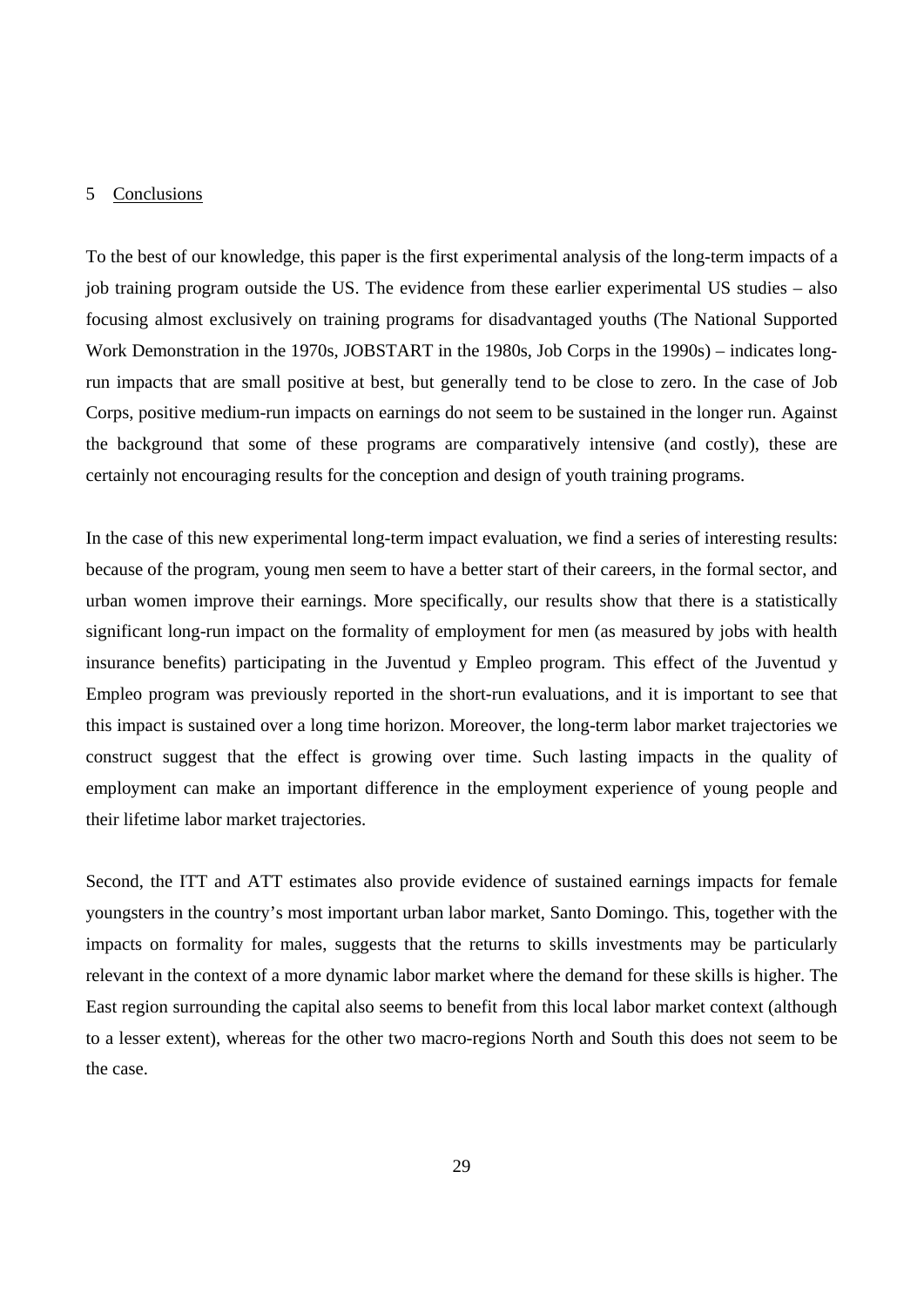## 5 Conclusions

To the best of our knowledge, this paper is the first experimental analysis of the long-term impacts of a job training program outside the US. The evidence from these earlier experimental US studies – also focusing almost exclusively on training programs for disadvantaged youths (The National Supported Work Demonstration in the 1970s, JOBSTART in the 1980s, Job Corps in the 1990s) – indicates long-run impacts that are small positive at best, but generally tend to be close to zero. In the case of Job Corps, positive medium-run impacts on earnings do not seem to be sustained in the longer run. Against the background that some of these programs are comparatively intensive (and costly), these are certainly not encouraging results for the conception and design of youth training programs.

In the case of this new experimental long-term impact evaluation, we find a series of interesting results: because of the program, young men seem to have a better start of their careers, in the formal sector, and urban women improve their earnings. More specifically, our results show that there is a statistically significant long-run impact on the formality of employment for men (as measured by jobs with health insurance benefits) participating in the Juventud y Empleo program. This effect of the Juventud y Empleo program was previously reported in the short-run evaluations, and it is important to see that this impact is sustained over a long time horizon. Moreover, the long-term labor market trajectories we construct suggest that the effect is growing over time. Such lasting impacts in the quality of employment can make an important difference in the employment experience of young people and their lifetime labor market trajectories.

Second, the ITT and ATT estimates also provide evidence of sustained earnings impacts for female youngsters in the country's most important urban labor market, Santo Domingo. This, together with the impacts on formality for males, suggests that the returns to skills investments may be particularly relevant in the context of a more dynamic labor market where the demand for these skills is higher. The East region surrounding the capital also seems to benefit from this local labor market context (although to a lesser extent), whereas for the other two macro-regions North and South this does not seem to be the case.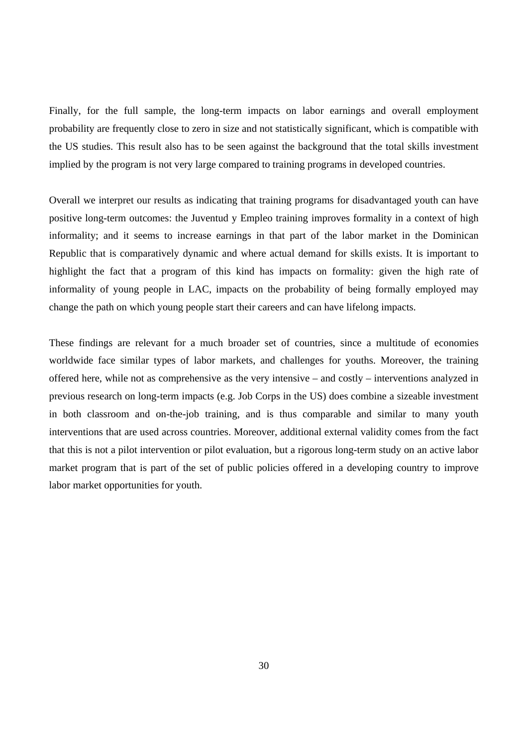Finally, for the full sample, the long-term impacts on labor earnings and overall employment probability are frequently close to zero in size and not statistically significant, which is compatible with the US studies. This result also has to be seen against the background that the total skills investment implied by the program is not very large compared to training programs in developed countries.

Overall we interpret our results as indicating that training programs for disadvantaged youth can have positive long-term outcomes: the Juventud y Empleo training improves formality in a context of high informality; and it seems to increase earnings in that part of the labor market in the Dominican Republic that is comparatively dynamic and where actual demand for skills exists. It is important to highlight the fact that a program of this kind has impacts on formality: given the high rate of informality of young people in LAC, impacts on the probability of being formally employed may change the path on which young people start their careers and can have lifelong impacts.

These findings are relevant for a much broader set of countries, since a multitude of economies worldwide face similar types of labor markets, and challenges for youths. Moreover, the training offered here, while not as comprehensive as the very intensive – and costly – interventions analyzed in previous research on long-term impacts (e.g. Job Corps in the US) does combine a sizeable investment in both classroom and on-the-job training, and is thus comparable and similar to many youth interventions that are used across countries. Moreover, additional external validity comes from the fact that this is not a pilot intervention or pilot evaluation, but a rigorous long-term study on an active labor market program that is part of the set of public policies offered in a developing country to improve labor market opportunities for youth.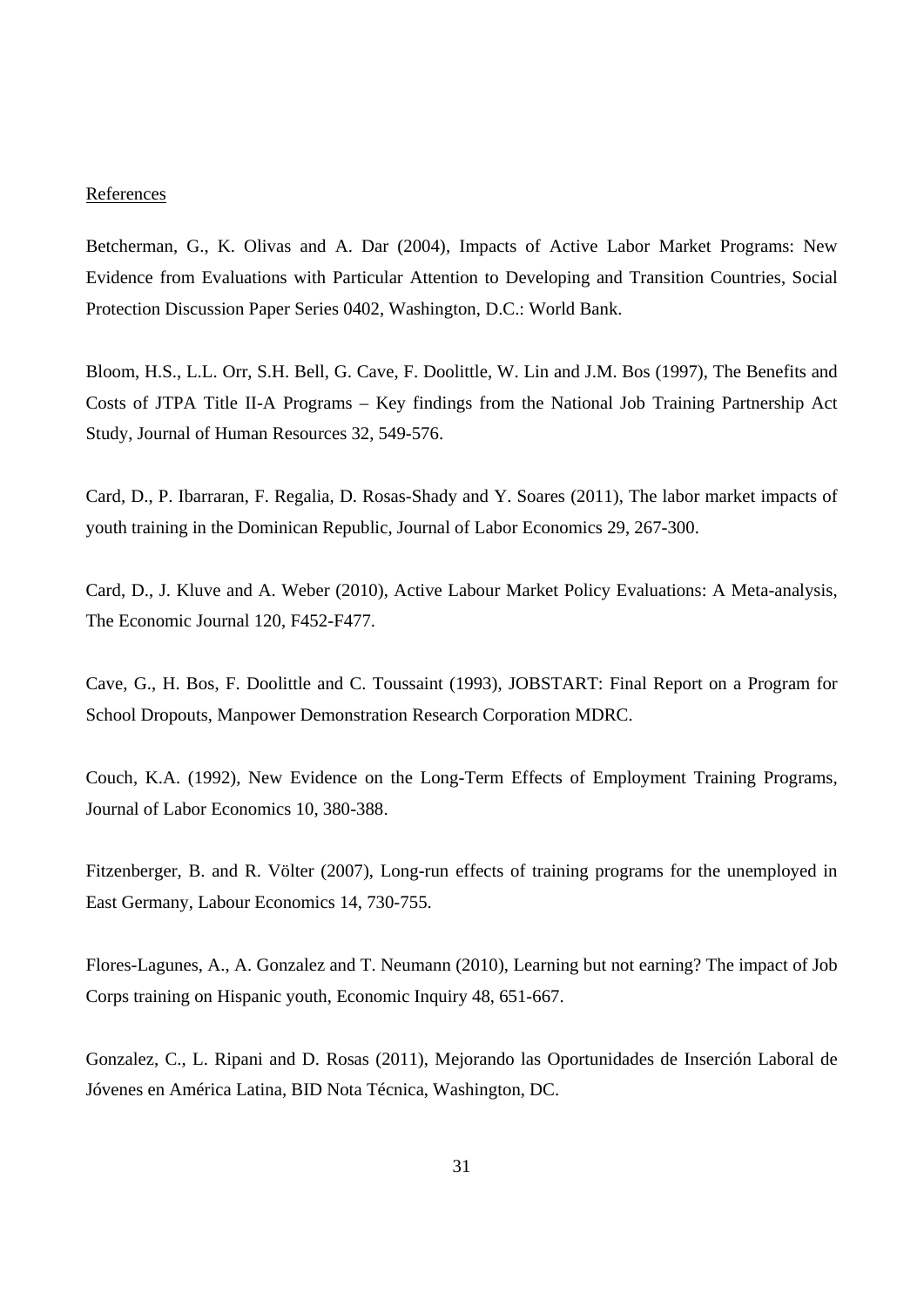References

Betcherman, G., K. Olivas and A. Dar (2004), Impacts of Active Labor Market Programs: New Evidence from Evaluations with Particular Attention to Developing and Transition Countries, Social Protection Discussion Paper Series 0402, Washington, D.C.: World Bank.

Bloom, H.S., L.L. Orr, S.H. Bell, G. Cave, F. Doolittle, W. Lin and J.M. Bos (1997), The Benefits and Costs of JTPA Title II-A Programs – Key findings from the National Job Training Partnership Act Study, Journal of Human Resources 32, 549-576.

Card, D., P. Ibarraran, F. Regalia, D. Rosas-Shady and Y. Soares (2011), The labor market impacts of youth training in the Dominican Republic, Journal of Labor Economics 29, 267-300.

Card, D., J. Kluve and A. Weber (2010), Active Labour Market Policy Evaluations: A Meta-analysis, The Economic Journal 120, F452-F477.

Cave, G., H. Bos, F. Doolittle and C. Toussaint (1993), JOBSTART: Final Report on a Program for School Dropouts, Manpower Demonstration Research Corporation MDRC.

Couch, K.A. (1992), New Evidence on the Long-Term Effects of Employment Training Programs, Journal of Labor Economics 10, 380-388.

Fitzenberger, B. and R. Völter (2007), Long-run effects of training programs for the unemployed in East Germany, Labour Economics 14, 730-755.

Flores-Lagunes, A., A. Gonzalez and T. Neumann (2010), Learning but not earning? The impact of Job Corps training on Hispanic youth, Economic Inquiry 48, 651-667.

Gonzalez, C., L. Ripani and D. Rosas (2011), Mejorando las Oportunidades de Inserción Laboral de Jóvenes en América Latina, BID Nota Técnica, Washington, DC.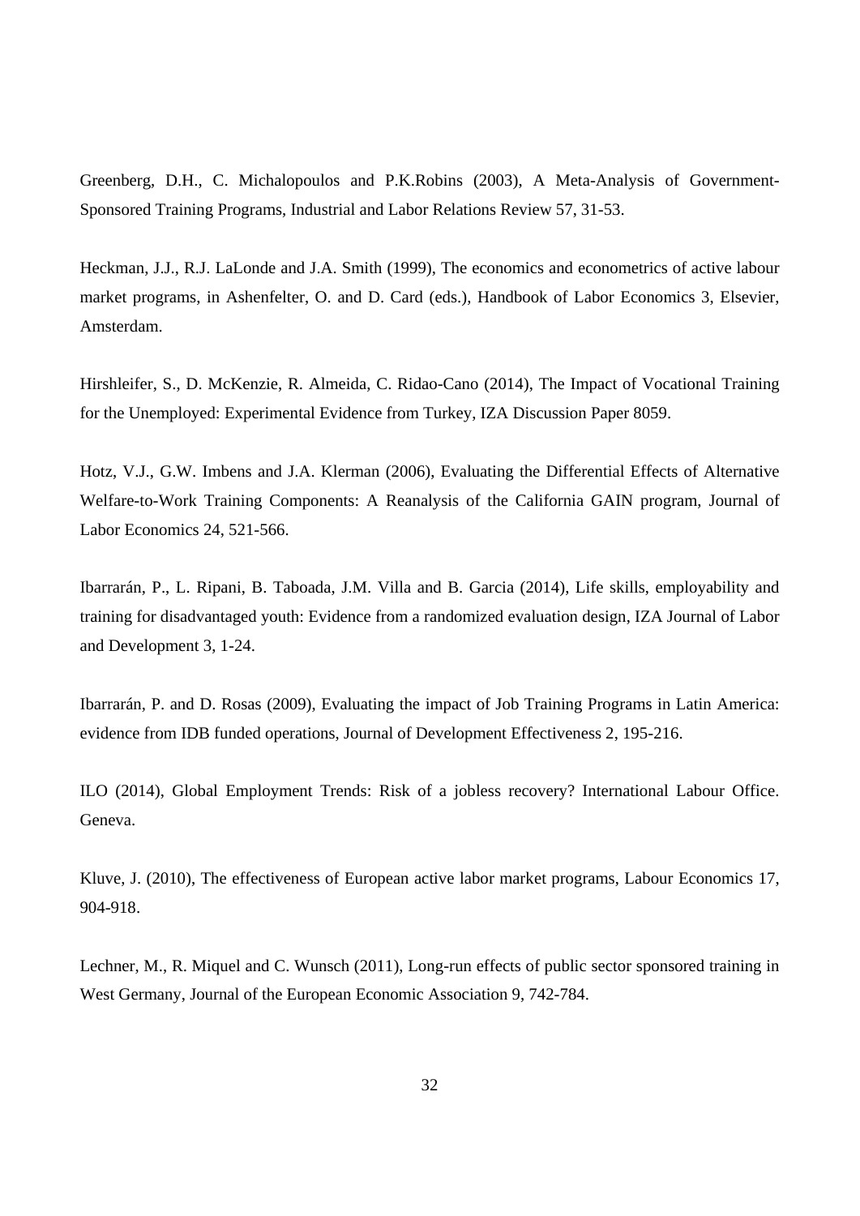Greenberg, D.H., C. Michalopoulos and P.K.Robins (2003), A Meta-Analysis of Government-Sponsored Training Programs, Industrial and Labor Relations Review 57, 31-53.

Heckman, J.J., R.J. LaLonde and J.A. Smith (1999), The economics and econometrics of active labour market programs, in Ashenfelter, O. and D. Card (eds.), Handbook of Labor Economics 3, Elsevier, Amsterdam.

Hirshleifer, S., D. McKenzie, R. Almeida, C. Ridao-Cano (2014), The Impact of Vocational Training for the Unemployed: Experimental Evidence from Turkey, IZA Discussion Paper 8059.

Hotz, V.J., G.W. Imbens and J.A. Klerman (2006), Evaluating the Differential Effects of Alternative Welfare-to-Work Training Components: A Reanalysis of the California GAIN program, Journal of Labor Economics 24, 521-566.

Ibarrarán, P., L. Ripani, B. Taboada, J.M. Villa and B. Garcia (2014), Life skills, employability and training for disadvantaged youth: Evidence from a randomized evaluation design, IZA Journal of Labor and Development 3, 1-24.

Ibarrarán, P. and D. Rosas (2009), Evaluating the impact of Job Training Programs in Latin America: evidence from IDB funded operations, Journal of Development Effectiveness 2, 195-216.

ILO (2014), Global Employment Trends: Risk of a jobless recovery? International Labour Office. Geneva.

Kluve, J. (2010), The effectiveness of European active labor market programs, Labour Economics 17, 904-918.

Lechner, M., R. Miquel and C. Wunsch (2011), Long-run effects of public sector sponsored training in West Germany, Journal of the European Economic Association 9, 742-784.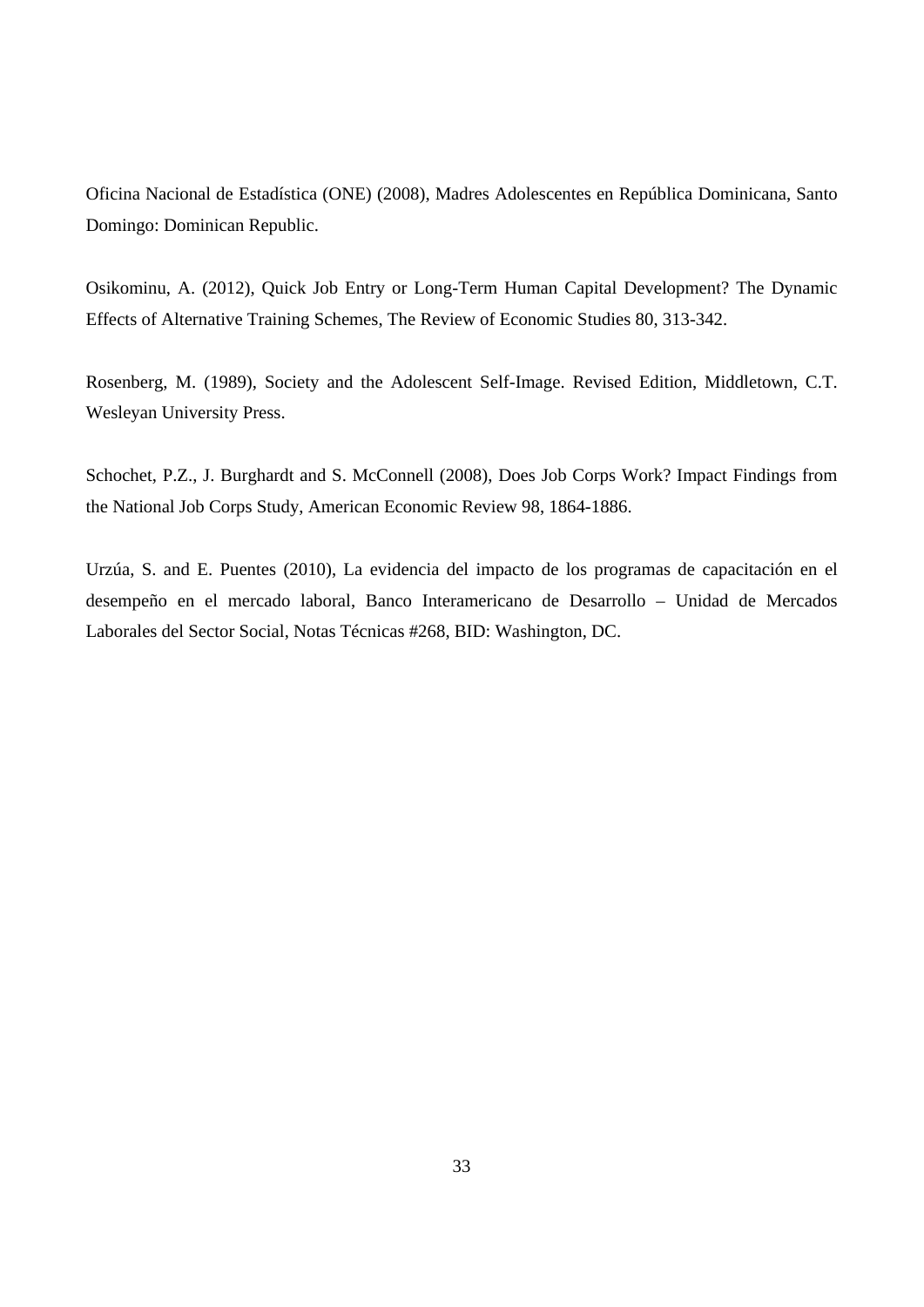Oficina Nacional de Estadística (ONE) (2008), Madres Adolescentes en República Dominicana, Santo Domingo: Dominican Republic.

Osikominu, A. (2012), Quick Job Entry or Long-Term Human Capital Development? The Dynamic Effects of Alternative Training Schemes, The Review of Economic Studies 80, 313-342.

Rosenberg, M. (1989), Society and the Adolescent Self-Image. Revised Edition, Middletown, C.T. Wesleyan University Press.

Schochet, P.Z., J. Burghardt and S. McConnell (2008), Does Job Corps Work? Impact Findings from the National Job Corps Study, American Economic Review 98, 1864-1886.

Urzúa, S. and E. Puentes (2010), La evidencia del impacto de los programas de capacitación en el desempeño en el mercado laboral, Banco Interamericano de Desarrollo – Unidad de Mercados Laborales del Sector Social, Notas Técnicas #268, BID: Washington, DC.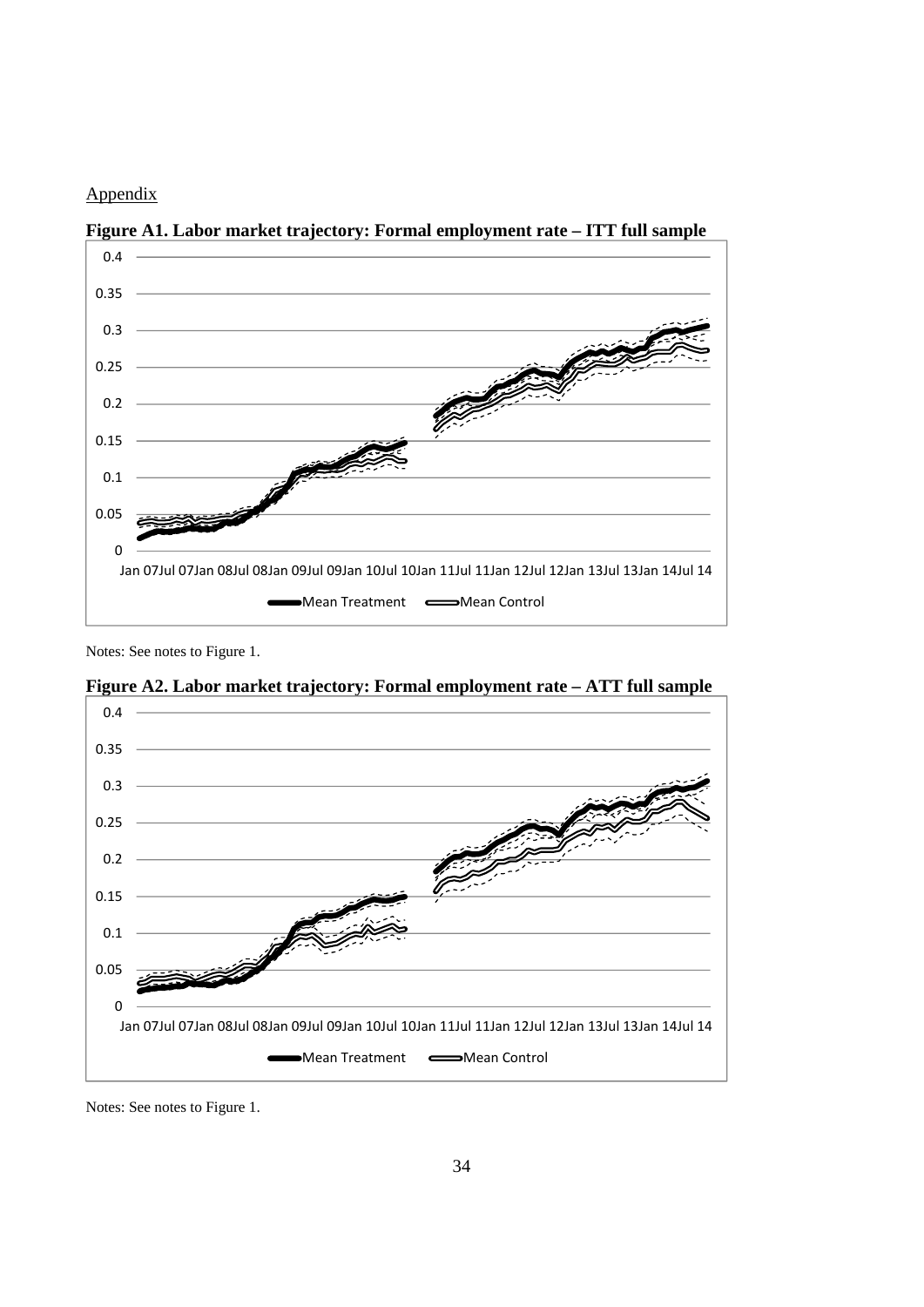Appendix

**Figure A1. Labor market trajectory: Formal employment rate – ITT full sample**

Notes: See notes to Figure 1.

**Figure A2. Labor market trajectory: Formal employment rate – ATT full sample**

Notes: See notes to Figure 1.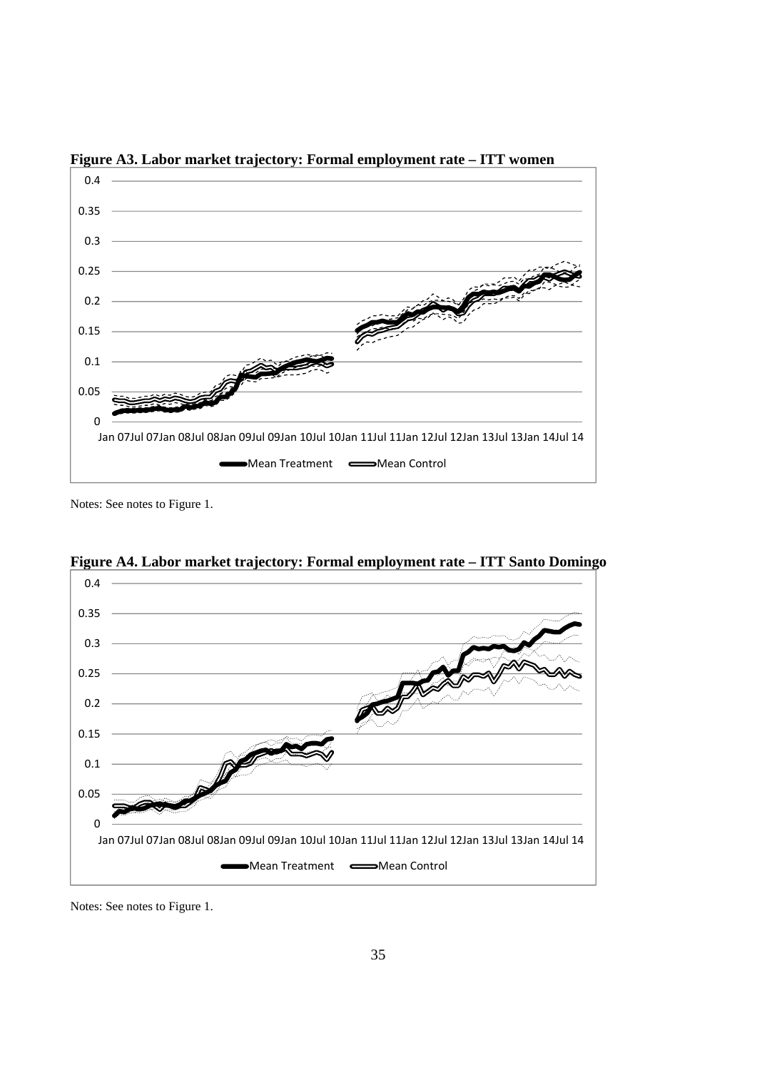**Figure A3. Labor market trajectory: Formal employment rate – ITT women**

Notes: See notes to Figure 1.

**Figure A4. Labor market trajectory: Formal employment rate – ITT Santo Domingo**

Notes: See notes to Figure 1.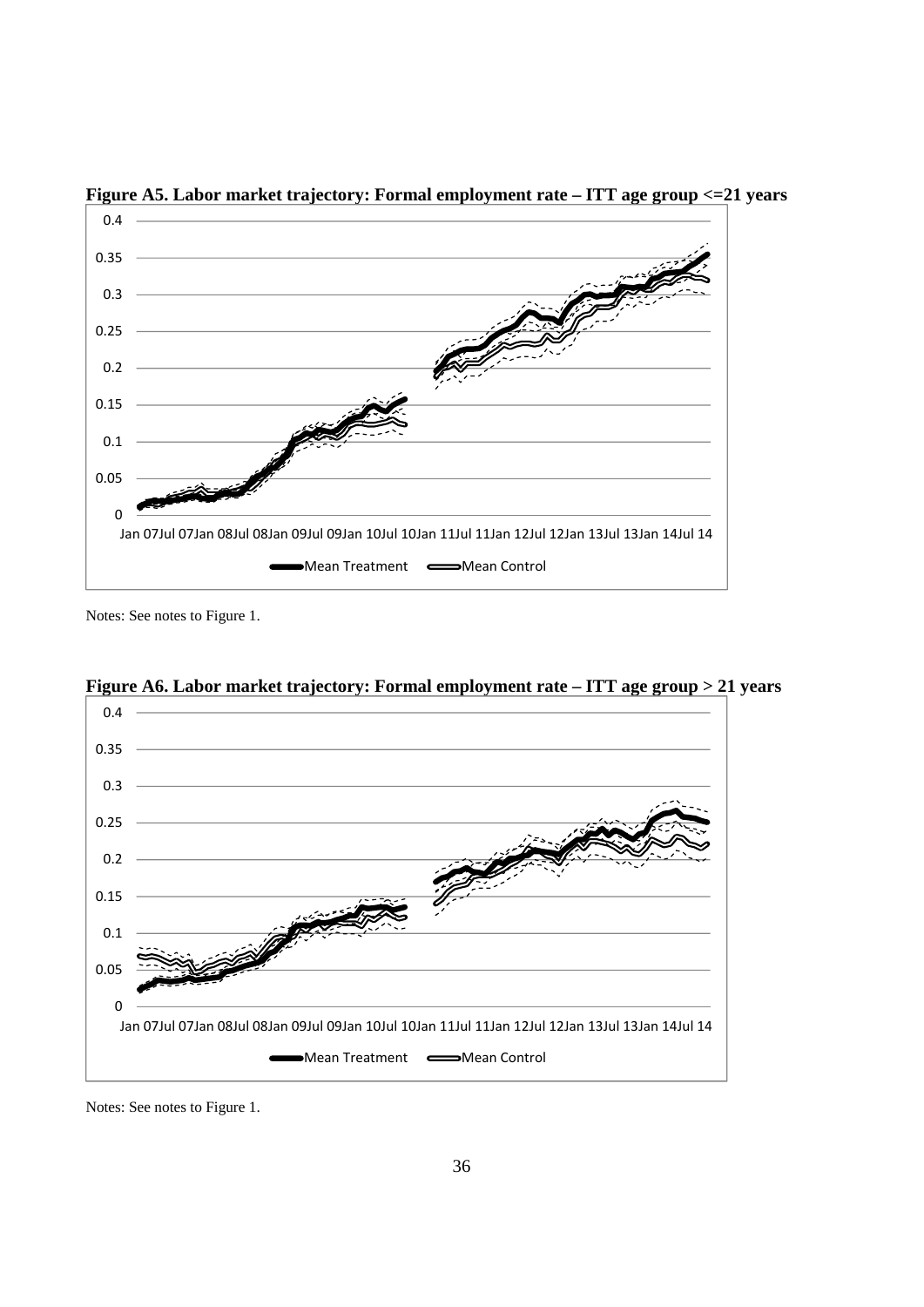**Figure A5. Labor market trajectory: Formal employment rate – ITT age group <=21 years**

Notes: See notes to Figure 1.

**Figure A6. Labor market trajectory: Formal employment rate – ITT age group > 21 years**

Notes: See notes to Figure 1.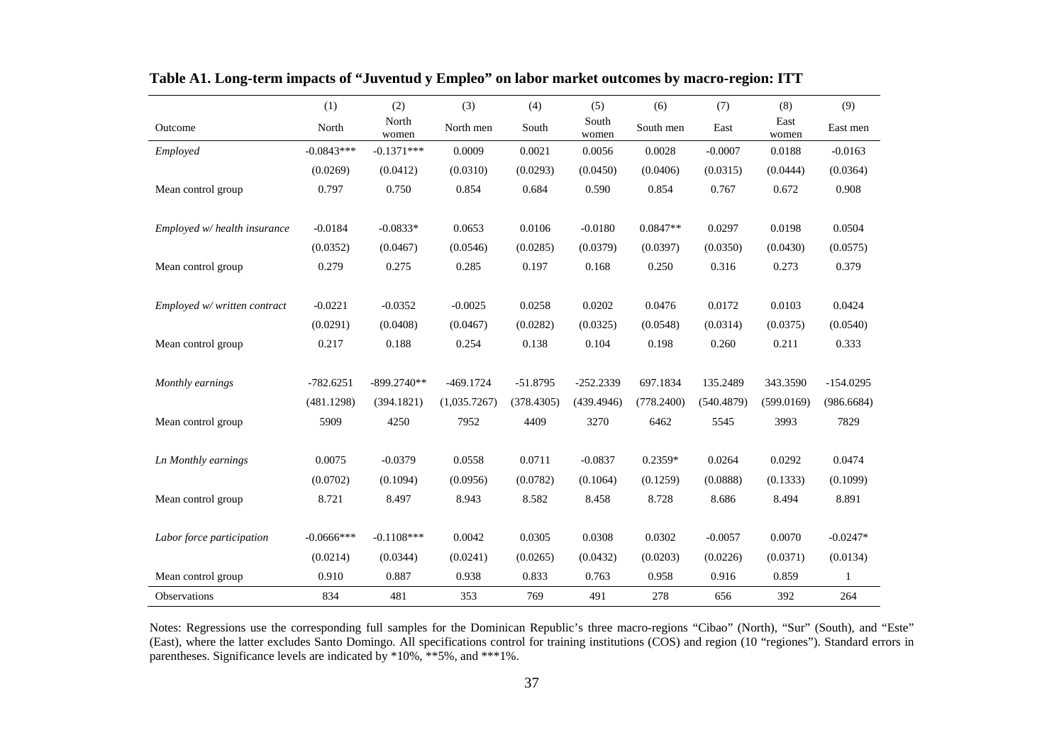**Table A1. Long-term impacts of "Juventud y Empleo" on labor market outcomes by macro-region: ITT**

| | (1) | (2) | (3) | (4) | (5) | (6) | (7) | (8) | (9) |
|---|---|---|---|---|---|---|---|---|---|
| Outcome | North | North women | North men | South | South women | South men | East | East women | East men |
| *Employed* | -0.0843*** | -0.1371*** | 0.0009 | 0.0021 | 0.0056 | 0.0028 | -0.0007 | 0.0188 | -0.0163 |
| | (0.0269) | (0.0412) | (0.0310) | (0.0293) | (0.0450) | (0.0406) | (0.0315) | (0.0444) | (0.0364) |
| Mean control group | 0.797 | 0.750 | 0.854 | 0.684 | 0.590 | 0.854 | 0.767 | 0.672 | 0.908 |
| | | | | | | | | | |
| *Employed w/ health insurance* | -0.0184 | -0.0833* | 0.0653 | 0.0106 | -0.0180 | 0.0847** | 0.0297 | 0.0198 | 0.0504 |
| | (0.0352) | (0.0467) | (0.0546) | (0.0285) | (0.0379) | (0.0397) | (0.0350) | (0.0430) | (0.0575) |
| Mean control group | 0.279 | 0.275 | 0.285 | 0.197 | 0.168 | 0.250 | 0.316 | 0.273 | 0.379 |
| | | | | | | | | | |
| *Employed w/ written contract* | -0.0221 | -0.0352 | -0.0025 | 0.0258 | 0.0202 | 0.0476 | 0.0172 | 0.0103 | 0.0424 |
| | (0.0291) | (0.0408) | (0.0467) | (0.0282) | (0.0325) | (0.0548) | (0.0314) | (0.0375) | (0.0540) |
| Mean control group | 0.217 | 0.188 | 0.254 | 0.138 | 0.104 | 0.198 | 0.260 | 0.211 | 0.333 |
| | | | | | | | | | |
| *Monthly earnings* | -782.6251 | -899.2740** | -469.1724 | -51.8795 | -252.2339 | 697.1834 | 135.2489 | 343.3590 | -154.0295 |
| | (481.1298) | (394.1821) | (1,035.7267) | (378.4305) | (439.4946) | (778.2400) | (540.4879) | (599.0169) | (986.6684) |
| Mean control group | 5909 | 4250 | 7952 | 4409 | 3270 | 6462 | 5545 | 3993 | 7829 |
| | | | | | | | | | |
| *Ln Monthly earnings* | 0.0075 | -0.0379 | 0.0558 | 0.0711 | -0.0837 | 0.2359* | 0.0264 | 0.0292 | 0.0474 |
| | (0.0702) | (0.1094) | (0.0956) | (0.0782) | (0.1064) | (0.1259) | (0.0888) | (0.1333) | (0.1099) |
| Mean control group | 8.721 | 8.497 | 8.943 | 8.582 | 8.458 | 8.728 | 8.686 | 8.494 | 8.891 |
| | | | | | | | | | |
| *Labor force participation* | -0.0666*** | -0.1108*** | 0.0042 | 0.0305 | 0.0308 | 0.0302 | -0.0057 | 0.0070 | -0.0247* |
| | (0.0214) | (0.0344) | (0.0241) | (0.0265) | (0.0432) | (0.0203) | (0.0226) | (0.0371) | (0.0134) |
| Mean control group | 0.910 | 0.887 | 0.938 | 0.833 | 0.763 | 0.958 | 0.916 | 0.859 | 1 |
| Observations | 834 | 481 | 353 | 769 | 491 | 278 | 656 | 392 | 264 |

Notes: Regressions use the corresponding full samples for the Dominican Republic's three macro-regions "Cibao" (North), "Sur" (South), and "Este" (East), where the latter excludes Santo Domingo. All specifications control for training institutions (COS) and region (10 "regiones"). Standard errors in parentheses. Significance levels are indicated by *10%, **5%, and ***1%.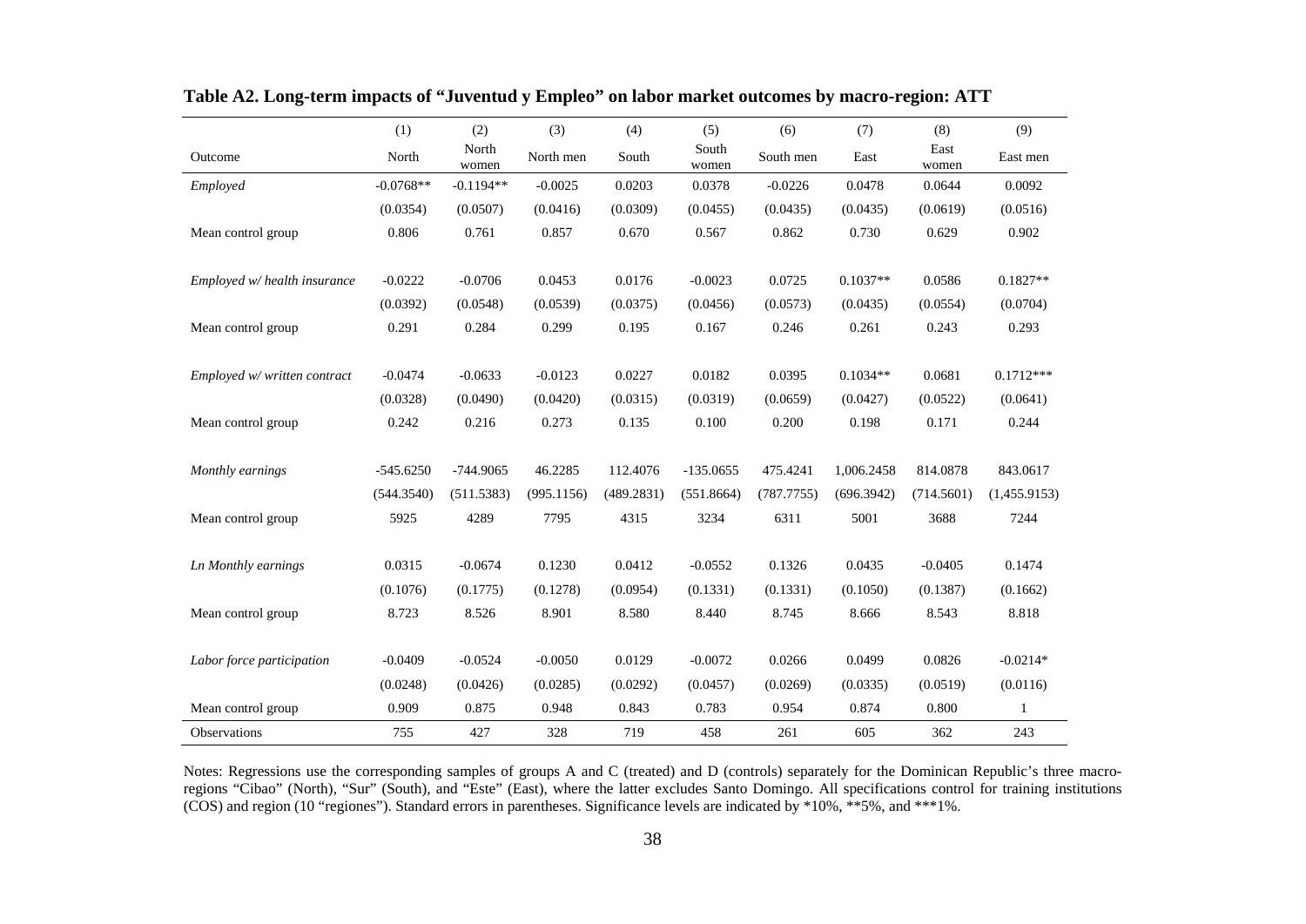**Table A2. Long-term impacts of "Juventud y Empleo" on labor market outcomes by macro-region: ATT**

| | (1) | (2) | (3) | (4) | (5) | (6) | (7) | (8) | (9) |
|---|---|---|---|---|---|---|---|---|---|
| Outcome | North | North women | North men | South | South women | South men | East | East women | East men |
| *Employed* | -0.0768** | -0.1194** | -0.0025 | 0.0203 | 0.0378 | -0.0226 | 0.0478 | 0.0644 | 0.0092 |
| | (0.0354) | (0.0507) | (0.0416) | (0.0309) | (0.0455) | (0.0435) | (0.0435) | (0.0619) | (0.0516) |
| Mean control group | 0.806 | 0.761 | 0.857 | 0.670 | 0.567 | 0.862 | 0.730 | 0.629 | 0.902 |
| *Employed w/ health insurance* | -0.0222 | -0.0706 | 0.0453 | 0.0176 | -0.0023 | 0.0725 | 0.1037** | 0.0586 | 0.1827** |
| | (0.0392) | (0.0548) | (0.0539) | (0.0375) | (0.0456) | (0.0573) | (0.0435) | (0.0554) | (0.0704) |
| Mean control group | 0.291 | 0.284 | 0.299 | 0.195 | 0.167 | 0.246 | 0.261 | 0.243 | 0.293 |
| *Employed w/ written contract* | -0.0474 | -0.0633 | -0.0123 | 0.0227 | 0.0182 | 0.0395 | 0.1034** | 0.0681 | 0.1712*** |
| | (0.0328) | (0.0490) | (0.0420) | (0.0315) | (0.0319) | (0.0659) | (0.0427) | (0.0522) | (0.0641) |
| Mean control group | 0.242 | 0.216 | 0.273 | 0.135 | 0.100 | 0.200 | 0.198 | 0.171 | 0.244 |
| *Monthly earnings* | -545.6250 | -744.9065 | 46.2285 | 112.4076 | -135.0655 | 475.4241 | 1,006.2458 | 814.0878 | 843.0617 |
| | (544.3540) | (511.5383) | (995.1156) | (489.2831) | (551.8664) | (787.7755) | (696.3942) | (714.5601) | (1,455.9153) |
| Mean control group | 5925 | 4289 | 7795 | 4315 | 3234 | 6311 | 5001 | 3688 | 7244 |
| *Ln Monthly earnings* | 0.0315 | -0.0674 | 0.1230 | 0.0412 | -0.0552 | 0.1326 | 0.0435 | -0.0405 | 0.1474 |
| | (0.1076) | (0.1775) | (0.1278) | (0.0954) | (0.1331) | (0.1331) | (0.1050) | (0.1387) | (0.1662) |
| Mean control group | 8.723 | 8.526 | 8.901 | 8.580 | 8.440 | 8.745 | 8.666 | 8.543 | 8.818 |
| *Labor force participation* | -0.0409 | -0.0524 | -0.0050 | 0.0129 | -0.0072 | 0.0266 | 0.0499 | 0.0826 | -0.0214* |
| | (0.0248) | (0.0426) | (0.0285) | (0.0292) | (0.0457) | (0.0269) | (0.0335) | (0.0519) | (0.0116) |
| Mean control group | 0.909 | 0.875 | 0.948 | 0.843 | 0.783 | 0.954 | 0.874 | 0.800 | 1 |
| Observations | 755 | 427 | 328 | 719 | 458 | 261 | 605 | 362 | 243 |

Notes: Regressions use the corresponding samples of groups A and C (treated) and D (controls) separately for the Dominican Republic's three macro-regions "Cibao" (North), "Sur" (South), and "Este" (East), where the latter excludes Santo Domingo. All specifications control for training institutions (COS) and region (10 "regiones"). Standard errors in parentheses. Significance levels are indicated by *10%, **5%, and ***1%.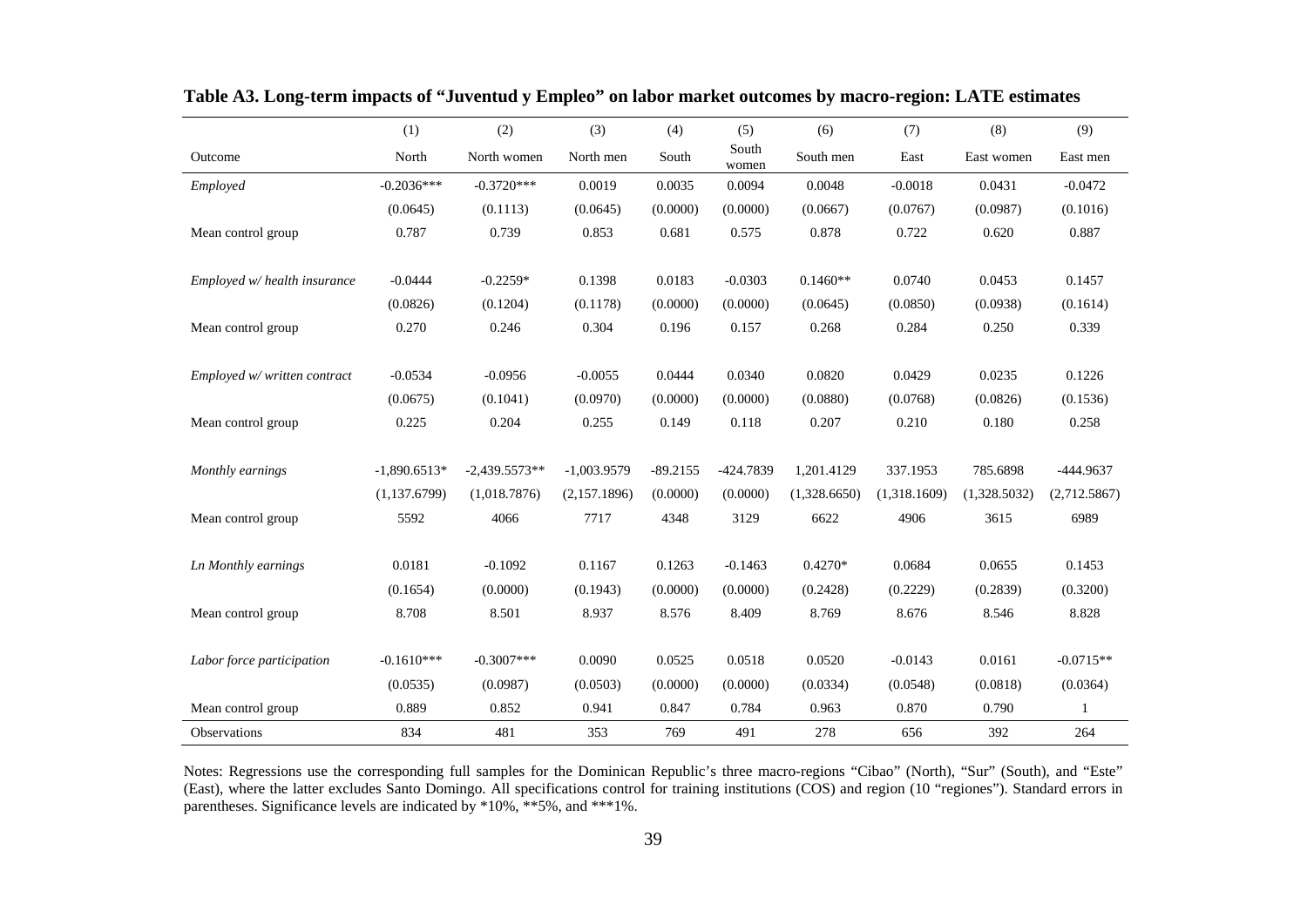**Table A3. Long-term impacts of "Juventud y Empleo" on labor market outcomes by macro-region: LATE estimates**

| | (1) | (2) | (3) | (4) | (5) | (6) | (7) | (8) | (9) |
|---|---|---|---|---|---|---|---|---|---|
| Outcome | North | North women | North men | South | South women | South men | East | East women | East men |
| *Employed* | -0.2036*** | -0.3720*** | 0.0019 | 0.0035 | 0.0094 | 0.0048 | -0.0018 | 0.0431 | -0.0472 |
| | (0.0645) | (0.1113) | (0.0645) | (0.0000) | (0.0000) | (0.0667) | (0.0767) | (0.0987) | (0.1016) |
| Mean control group | 0.787 | 0.739 | 0.853 | 0.681 | 0.575 | 0.878 | 0.722 | 0.620 | 0.887 |
| *Employed w/ health insurance* | -0.0444 | -0.2259* | 0.1398 | 0.0183 | -0.0303 | 0.1460** | 0.0740 | 0.0453 | 0.1457 |
| | (0.0826) | (0.1204) | (0.1178) | (0.0000) | (0.0000) | (0.0645) | (0.0850) | (0.0938) | (0.1614) |
| Mean control group | 0.270 | 0.246 | 0.304 | 0.196 | 0.157 | 0.268 | 0.284 | 0.250 | 0.339 |
| *Employed w/ written contract* | -0.0534 | -0.0956 | -0.0055 | 0.0444 | 0.0340 | 0.0820 | 0.0429 | 0.0235 | 0.1226 |
| | (0.0675) | (0.1041) | (0.0970) | (0.0000) | (0.0000) | (0.0880) | (0.0768) | (0.0826) | (0.1536) |
| Mean control group | 0.225 | 0.204 | 0.255 | 0.149 | 0.118 | 0.207 | 0.210 | 0.180 | 0.258 |
| *Monthly earnings* | -1,890.6513* | -2,439.5573** | -1,003.9579 | -89.2155 | -424.7839 | 1,201.4129 | 337.1953 | 785.6898 | -444.9637 |
| | (1,137.6799) | (1,018.7876) | (2,157.1896) | (0.0000) | (0.0000) | (1,328.6650) | (1,318.1609) | (1,328.5032) | (2,712.5867) |
| Mean control group | 5592 | 4066 | 7717 | 4348 | 3129 | 6622 | 4906 | 3615 | 6989 |
| *Ln Monthly earnings* | 0.0181 | -0.1092 | 0.1167 | 0.1263 | -0.1463 | 0.4270* | 0.0684 | 0.0655 | 0.1453 |
| | (0.1654) | (0.0000) | (0.1943) | (0.0000) | (0.0000) | (0.2428) | (0.2229) | (0.2839) | (0.3200) |
| Mean control group | 8.708 | 8.501 | 8.937 | 8.576 | 8.409 | 8.769 | 8.676 | 8.546 | 8.828 |
| *Labor force participation* | -0.1610*** | -0.3007*** | 0.0090 | 0.0525 | 0.0518 | 0.0520 | -0.0143 | 0.0161 | -0.0715** |
| | (0.0535) | (0.0987) | (0.0503) | (0.0000) | (0.0000) | (0.0334) | (0.0548) | (0.0818) | (0.0364) |
| Mean control group | 0.889 | 0.852 | 0.941 | 0.847 | 0.784 | 0.963 | 0.870 | 0.790 | 1 |
| Observations | 834 | 481 | 353 | 769 | 491 | 278 | 656 | 392 | 264 |

Notes: Regressions use the corresponding full samples for the Dominican Republic's three macro-regions "Cibao" (North), "Sur" (South), and "Este" (East), where the latter excludes Santo Domingo. All specifications control for training institutions (COS) and region (10 "regiones"). Standard errors in parentheses. Significance levels are indicated by *10%, **5%, and ***1%.